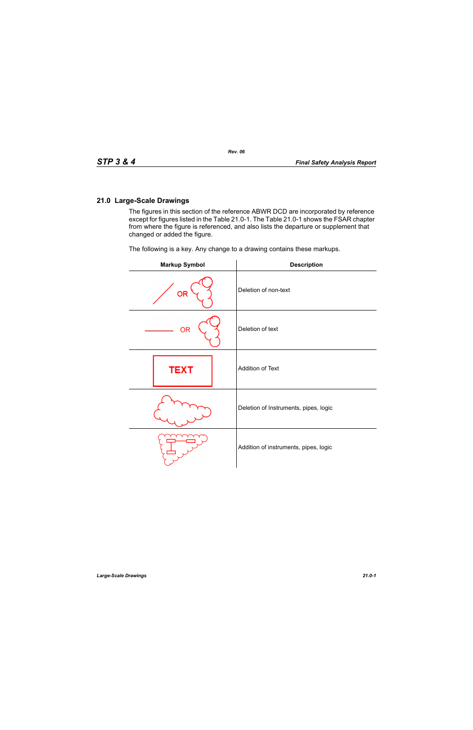## 21.0 Large-Scale Drawings

The figures in this section of the reference ABWR DCD are incorporated by reference except for figures listed in the Table 21.0-1. The Table 21.0-1 shows the FSAR chapter from where the figure is referenced, and also lists the departure or supplement that changed or added the figure.

The following is a key. Any change to a drawing contains these markups.

| Markup Symbol | Description |
|---|---|
| OR | Deletion of non-text |
| OR | Deletion of text |
| TEXT | Addition of Text |
| | Deletion of Instruments, pipes, logic |
| | Addition of instruments, pipes, logic |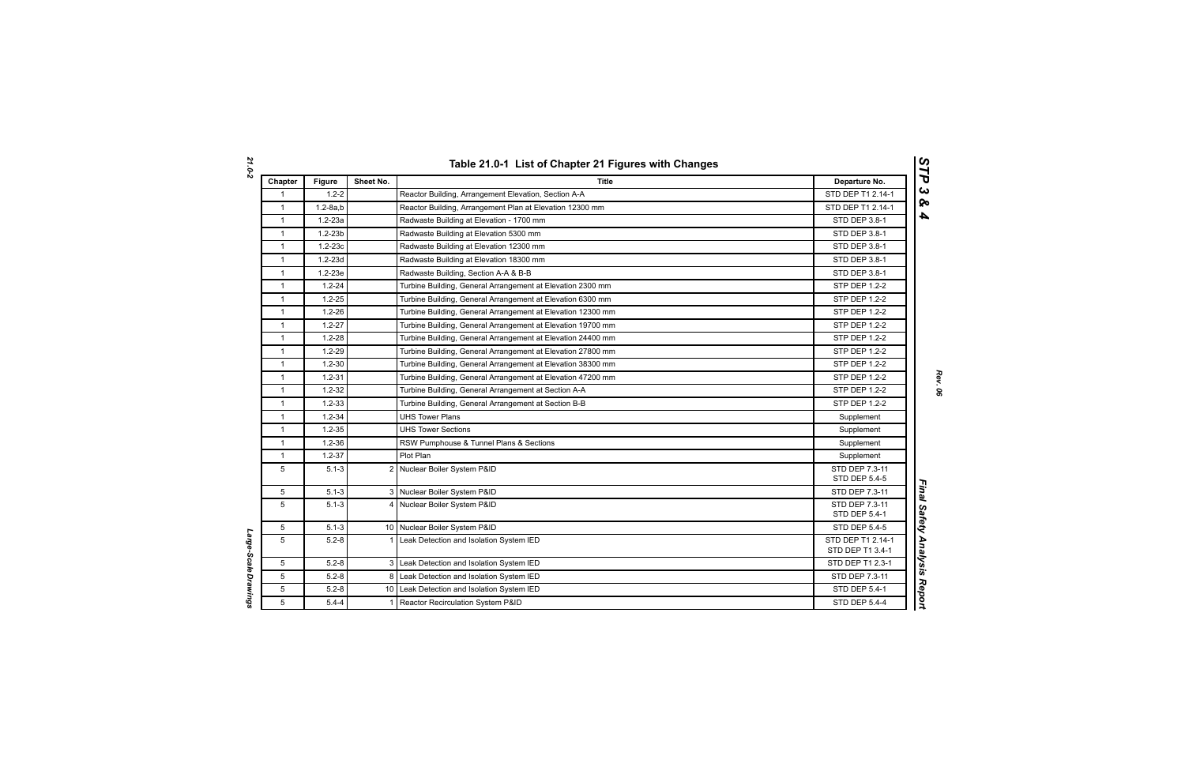## Table 21.0-1 List of Chapter 21 Figures with Changes

| Chapter | Figure | Sheet No. | Title | Departure No. |
|---|---|---|---|---|
| 1 | 1.2-2 | | Reactor Building, Arrangement Elevation, Section A-A | STD DEP T1 2.14-1 |
| 1 | 1.2-8a,b | | Reactor Building, Arrangement Plan at Elevation 12300 mm | STD DEP T1 2.14-1 |
| 1 | 1.2-23a | | Radwaste Building at Elevation - 1700 mm | STD DEP 3.8-1 |
| 1 | 1.2-23b | | Radwaste Building at Elevation 5300 mm | STD DEP 3.8-1 |
| 1 | 1.2-23c | | Radwaste Building at Elevation 12300 mm | STD DEP 3.8-1 |
| 1 | 1.2-23d | | Radwaste Building at Elevation 18300 mm | STD DEP 3.8-1 |
| 1 | 1.2-23e | | Radwaste Building, Section A-A & B-B | STD DEP 3.8-1 |
| 1 | 1.2-24 | | Turbine Building, General Arrangement at Elevation 2300 mm | STP DEP 1.2-2 |
| 1 | 1.2-25 | | Turbine Building, General Arrangement at Elevation 6300 mm | STP DEP 1.2-2 |
| 1 | 1.2-26 | | Turbine Building, General Arrangement at Elevation 12300 mm | STP DEP 1.2-2 |
| 1 | 1.2-27 | | Turbine Building, General Arrangement at Elevation 19700 mm | STP DEP 1.2-2 |
| 1 | 1.2-28 | | Turbine Building, General Arrangement at Elevation 24400 mm | STP DEP 1.2-2 |
| 1 | 1.2-29 | | Turbine Building, General Arrangement at Elevation 27800 mm | STP DEP 1.2-2 |
| 1 | 1.2-30 | | Turbine Building, General Arrangement at Elevation 38300 mm | STP DEP 1.2-2 |
| 1 | 1.2-31 | | Turbine Building, General Arrangement at Elevation 47200 mm | STP DEP 1.2-2 |
| 1 | 1.2-32 | | Turbine Building, General Arrangement at Section A-A | STP DEP 1.2-2 |
| 1 | 1.2-33 | | Turbine Building, General Arrangement at Section B-B | STP DEP 1.2-2 |
| 1 | 1.2-34 | | UHS Tower Plans | Supplement |
| 1 | 1.2-35 | | UHS Tower Sections | Supplement |
| 1 | 1.2-36 | | RSW Pumphouse & Tunnel Plans & Sections | Supplement |
| 1 | 1.2-37 | | Plot Plan | Supplement |
| 5 | 5.1-3 | 2 | Nuclear Boiler System P&ID | STD DEP 7.3-11<br>STD DEP 5.4-5 |
| 5 | 5.1-3 | 3 | Nuclear Boiler System P&ID | STD DEP 7.3-11 |
| 5 | 5.1-3 | 4 | Nuclear Boiler System P&ID | STD DEP 7.3-11<br>STD DEP 5.4-1 |
| 5 | 5.1-3 | 10 | Nuclear Boiler System P&ID | STD DEP 5.4-5 |
| 5 | 5.2-8 | 1 | Leak Detection and Isolation System IED | STD DEP T1 2.14-1<br>STD DEP T1 3.4-1 |
| 5 | 5.2-8 | 3 | Leak Detection and Isolation System IED | STD DEP T1 2.3-1 |
| 5 | 5.2-8 | 8 | Leak Detection and Isolation System IED | STD DEP 7.3-11 |
| 5 | 5.2-8 | 10 | Leak Detection and Isolation System IED | STD DEP 5.4-1 |
| 5 | 5.4-4 | 1 | Reactor Recirculation System P&ID | STD DEP 5.4-4 |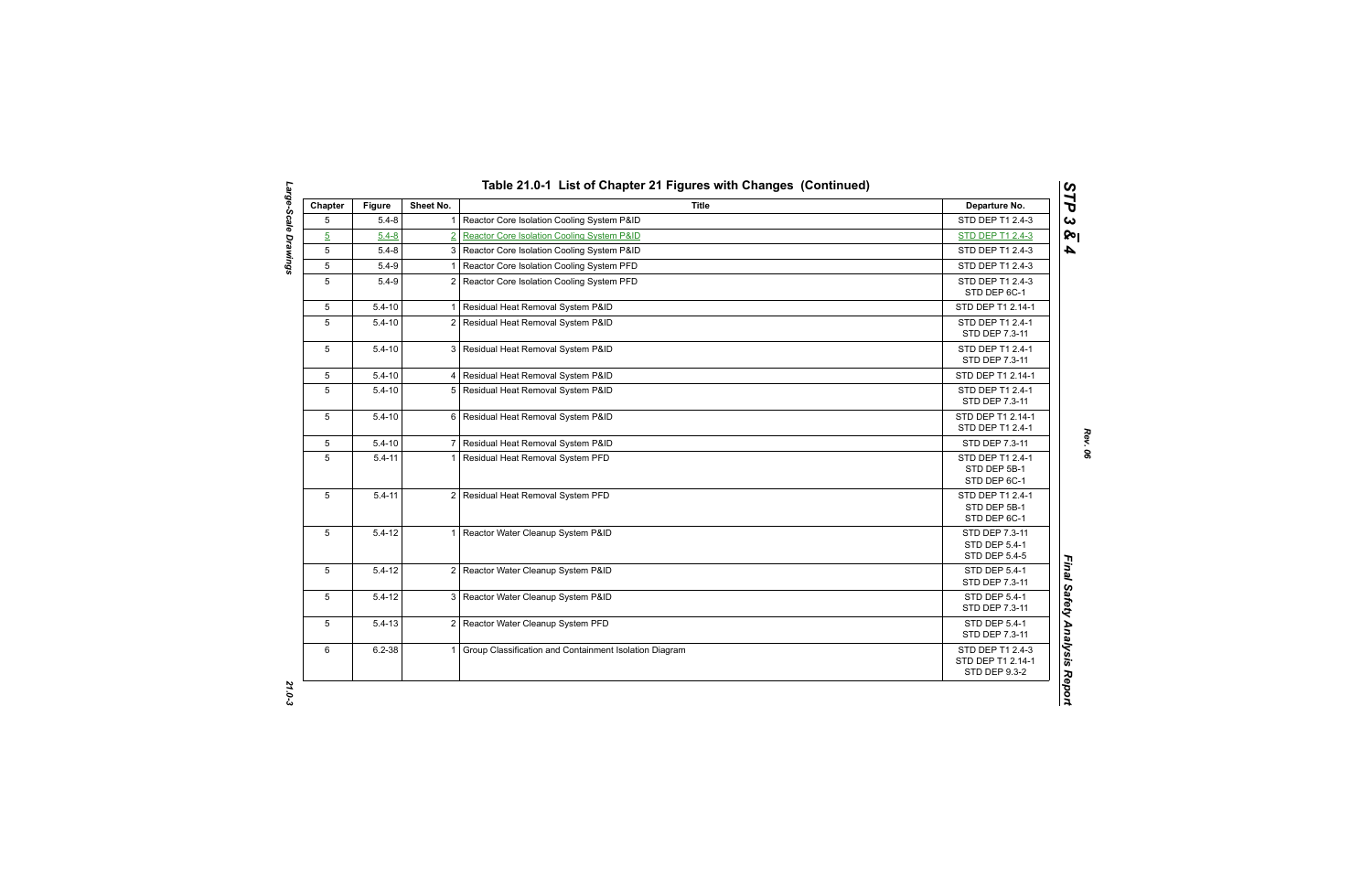## Table 21.0-1 List of Chapter 21 Figures with Changes (Continued)

| Chapter | Figure | Sheet No. | Title | Departure No. |
|---|---|---|---|---|
| 5 | 5.4-8 | 1 | Reactor Core Isolation Cooling System P&ID | STD DEP T1 2.4-3 |
| 5 | 5.4-8 | 2 | Reactor Core Isolation Cooling System P&ID | STD DEP T1 2.4-3 |
| 5 | 5.4-8 | 3 | Reactor Core Isolation Cooling System P&ID | STD DEP T1 2.4-3 |
| 5 | 5.4-9 | 1 | Reactor Core Isolation Cooling System PFD | STD DEP T1 2.4-3 |
| 5 | 5.4-9 | 2 | Reactor Core Isolation Cooling System PFD | STD DEP T1 2.4-3<br>STD DEP 6C-1 |
| 5 | 5.4-10 | 1 | Residual Heat Removal System P&ID | STD DEP T1 2.14-1 |
| 5 | 5.4-10 | 2 | Residual Heat Removal System P&ID | STD DEP T1 2.4-1<br>STD DEP 7.3-11 |
| 5 | 5.4-10 | 3 | Residual Heat Removal System P&ID | STD DEP T1 2.4-1<br>STD DEP 7.3-11 |
| 5 | 5.4-10 | 4 | Residual Heat Removal System P&ID | STD DEP T1 2.14-1 |
| 5 | 5.4-10 | 5 | Residual Heat Removal System P&ID | STD DEP T1 2.4-1<br>STD DEP 7.3-11 |
| 5 | 5.4-10 | 6 | Residual Heat Removal System P&ID | STD DEP T1 2.14-1<br>STD DEP T1 2.4-1 |
| 5 | 5.4-10 | 7 | Residual Heat Removal System P&ID | STD DEP 7.3-11 |
| 5 | 5.4-11 | 1 | Residual Heat Removal System PFD | STD DEP T1 2.4-1<br>STD DEP 5B-1<br>STD DEP 6C-1 |
| 5 | 5.4-11 | 2 | Residual Heat Removal System PFD | STD DEP T1 2.4-1<br>STD DEP 5B-1<br>STD DEP 6C-1 |
| 5 | 5.4-12 | 1 | Reactor Water Cleanup System P&ID | STD DEP 7.3-11<br>STD DEP 5.4-1<br>STD DEP 5.4-5 |
| 5 | 5.4-12 | 2 | Reactor Water Cleanup System P&ID | STD DEP 5.4-1<br>STD DEP 7.3-11 |
| 5 | 5.4-12 | 3 | Reactor Water Cleanup System P&ID | STD DEP 5.4-1<br>STD DEP 7.3-11 |
| 5 | 5.4-13 | 2 | Reactor Water Cleanup System PFD | STD DEP 5.4-1<br>STD DEP 7.3-11 |
| 6 | 6.2-38 | 1 | Group Classification and Containment Isolation Diagram | STD DEP T1 2.4-3<br>STD DEP T1 2.14-1<br>STD DEP 9.3-2 |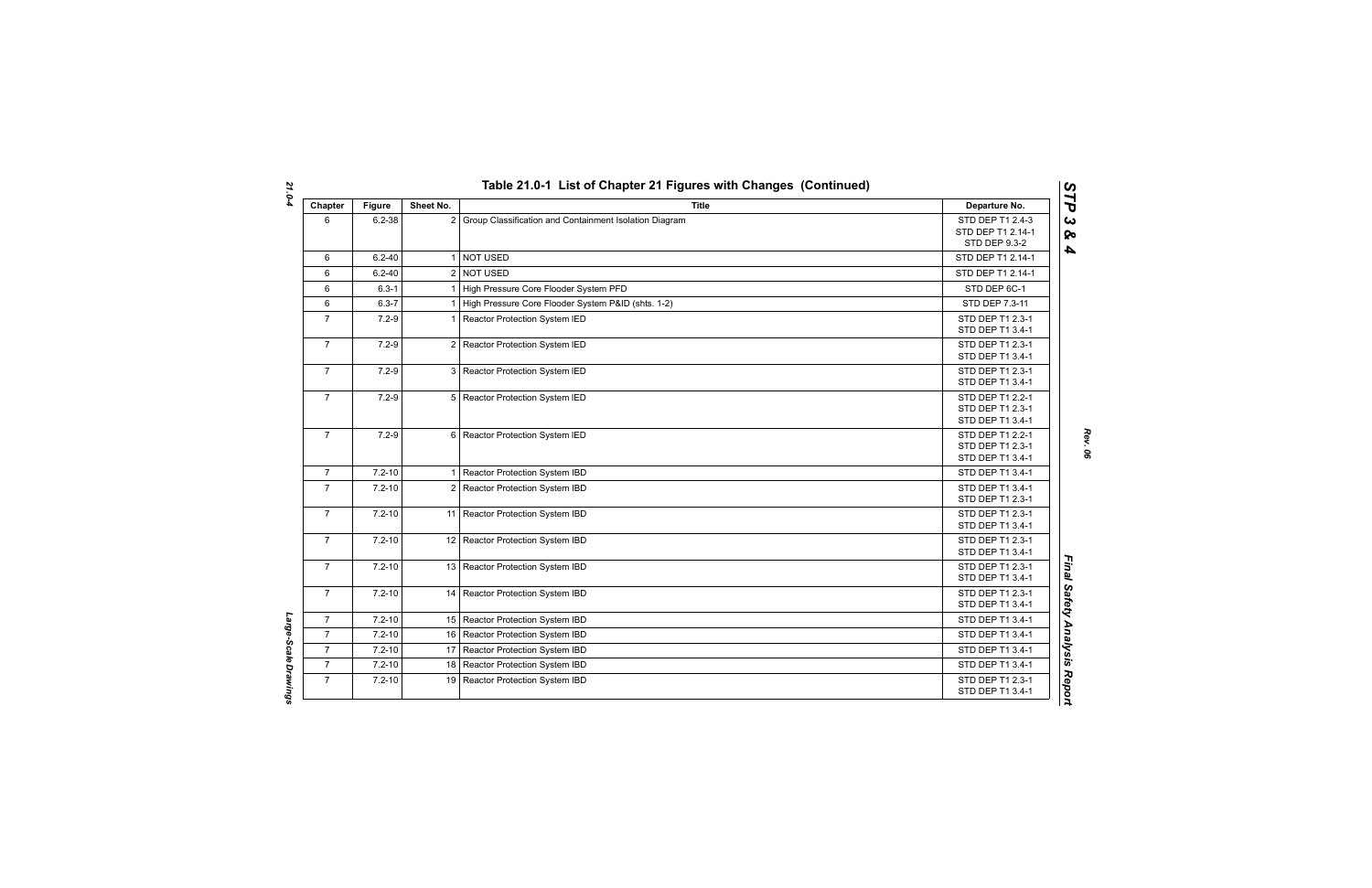## Table 21.0-1 List of Chapter 21 Figures with Changes (Continued)

| Chapter | Figure | Sheet No. | Title | Departure No. |
|---|---|---|---|---|
| 6 | 6.2-38 | 2 | Group Classification and Containment Isolation Diagram | STD DEP T1 2.4-3<br>STD DEP T1 2.14-1<br>STD DEP 9.3-2 |
| 6 | 6.2-40 | 1 | NOT USED | STD DEP T1 2.14-1 |
| 6 | 6.2-40 | 2 | NOT USED | STD DEP T1 2.14-1 |
| 6 | 6.3-1 | 1 | High Pressure Core Flooder System PFD | STD DEP 6C-1 |
| 6 | 6.3-7 | 1 | High Pressure Core Flooder System P&ID (shts. 1-2) | STD DEP 7.3-11 |
| 7 | 7.2-9 | 1 | Reactor Protection System IED | STD DEP T1 2.3-1<br>STD DEP T1 3.4-1 |
| 7 | 7.2-9 | 2 | Reactor Protection System IED | STD DEP T1 2.3-1<br>STD DEP T1 3.4-1 |
| 7 | 7.2-9 | 3 | Reactor Protection System IED | STD DEP T1 2.3-1<br>STD DEP T1 3.4-1 |
| 7 | 7.2-9 | 5 | Reactor Protection System IED | STD DEP T1 2.2-1<br>STD DEP T1 2.3-1<br>STD DEP T1 3.4-1 |
| 7 | 7.2-9 | 6 | Reactor Protection System IED | STD DEP T1 2.2-1<br>STD DEP T1 2.3-1<br>STD DEP T1 3.4-1 |
| 7 | 7.2-10 | 1 | Reactor Protection System IBD | STD DEP T1 3.4-1 |
| 7 | 7.2-10 | 2 | Reactor Protection System IBD | STD DEP T1 3.4-1<br>STD DEP T1 2.3-1 |
| 7 | 7.2-10 | 11 | Reactor Protection System IBD | STD DEP T1 2.3-1<br>STD DEP T1 3.4-1 |
| 7 | 7.2-10 | 12 | Reactor Protection System IBD | STD DEP T1 2.3-1<br>STD DEP T1 3.4-1 |
| 7 | 7.2-10 | 13 | Reactor Protection System IBD | STD DEP T1 2.3-1<br>STD DEP T1 3.4-1 |
| 7 | 7.2-10 | 14 | Reactor Protection System IBD | STD DEP T1 2.3-1<br>STD DEP T1 3.4-1 |
| 7 | 7.2-10 | 15 | Reactor Protection System IBD | STD DEP T1 3.4-1 |
| 7 | 7.2-10 | 16 | Reactor Protection System IBD | STD DEP T1 3.4-1 |
| 7 | 7.2-10 | 17 | Reactor Protection System IBD | STD DEP T1 3.4-1 |
| 7 | 7.2-10 | 18 | Reactor Protection System IBD | STD DEP T1 3.4-1 |
| 7 | 7.2-10 | 19 | Reactor Protection System IBD | STD DEP T1 2.3-1<br>STD DEP T1 3.4-1 |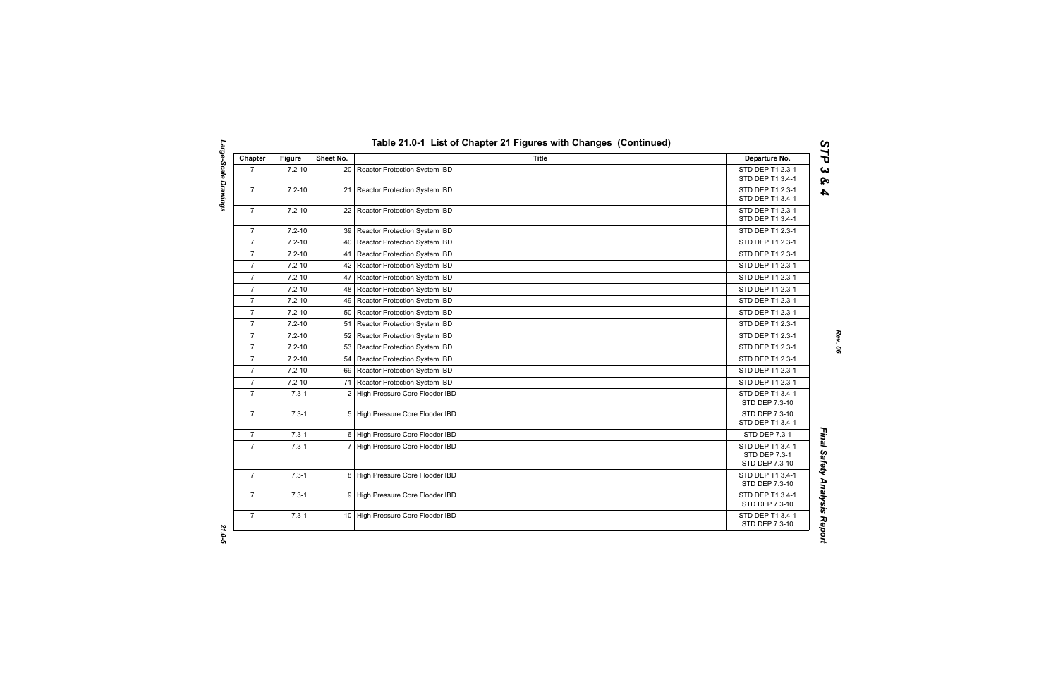## Table 21.0-1 List of Chapter 21 Figures with Changes (Continued)

| Chapter | Figure | Sheet No. | Title | Departure No. |
|---|---|---|---|---|
| 7 | 7.2-10 | 20 | Reactor Protection System IBD | STD DEP T1 2.3-1<br>STD DEP T1 3.4-1 |
| 7 | 7.2-10 | 21 | Reactor Protection System IBD | STD DEP T1 2.3-1<br>STD DEP T1 3.4-1 |
| 7 | 7.2-10 | 22 | Reactor Protection System IBD | STD DEP T1 2.3-1<br>STD DEP T1 3.4-1 |
| 7 | 7.2-10 | 39 | Reactor Protection System IBD | STD DEP T1 2.3-1 |
| 7 | 7.2-10 | 40 | Reactor Protection System IBD | STD DEP T1 2.3-1 |
| 7 | 7.2-10 | 41 | Reactor Protection System IBD | STD DEP T1 2.3-1 |
| 7 | 7.2-10 | 42 | Reactor Protection System IBD | STD DEP T1 2.3-1 |
| 7 | 7.2-10 | 47 | Reactor Protection System IBD | STD DEP T1 2.3-1 |
| 7 | 7.2-10 | 48 | Reactor Protection System IBD | STD DEP T1 2.3-1 |
| 7 | 7.2-10 | 49 | Reactor Protection System IBD | STD DEP T1 2.3-1 |
| 7 | 7.2-10 | 50 | Reactor Protection System IBD | STD DEP T1 2.3-1 |
| 7 | 7.2-10 | 51 | Reactor Protection System IBD | STD DEP T1 2.3-1 |
| 7 | 7.2-10 | 52 | Reactor Protection System IBD | STD DEP T1 2.3-1 |
| 7 | 7.2-10 | 53 | Reactor Protection System IBD | STD DEP T1 2.3-1 |
| 7 | 7.2-10 | 54 | Reactor Protection System IBD | STD DEP T1 2.3-1 |
| 7 | 7.2-10 | 69 | Reactor Protection System IBD | STD DEP T1 2.3-1 |
| 7 | 7.2-10 | 71 | Reactor Protection System IBD | STD DEP T1 2.3-1 |
| 7 | 7.3-1 | 2 | High Pressure Core Flooder IBD | STD DEP T1 3.4-1<br>STD DEP 7.3-10 |
| 7 | 7.3-1 | 5 | High Pressure Core Flooder IBD | STD DEP 7.3-10<br>STD DEP T1 3.4-1 |
| 7 | 7.3-1 | 6 | High Pressure Core Flooder IBD | STD DEP 7.3-1 |
| 7 | 7.3-1 | 7 | High Pressure Core Flooder IBD | STD DEP T1 3.4-1<br>STD DEP 7.3-1<br>STD DEP 7.3-10 |
| 7 | 7.3-1 | 8 | High Pressure Core Flooder IBD | STD DEP T1 3.4-1<br>STD DEP 7.3-10 |
| 7 | 7.3-1 | 9 | High Pressure Core Flooder IBD | STD DEP T1 3.4-1<br>STD DEP 7.3-10 |
| 7 | 7.3-1 | 10 | High Pressure Core Flooder IBD | STD DEP T1 3.4-1<br>STD DEP 7.3-10 |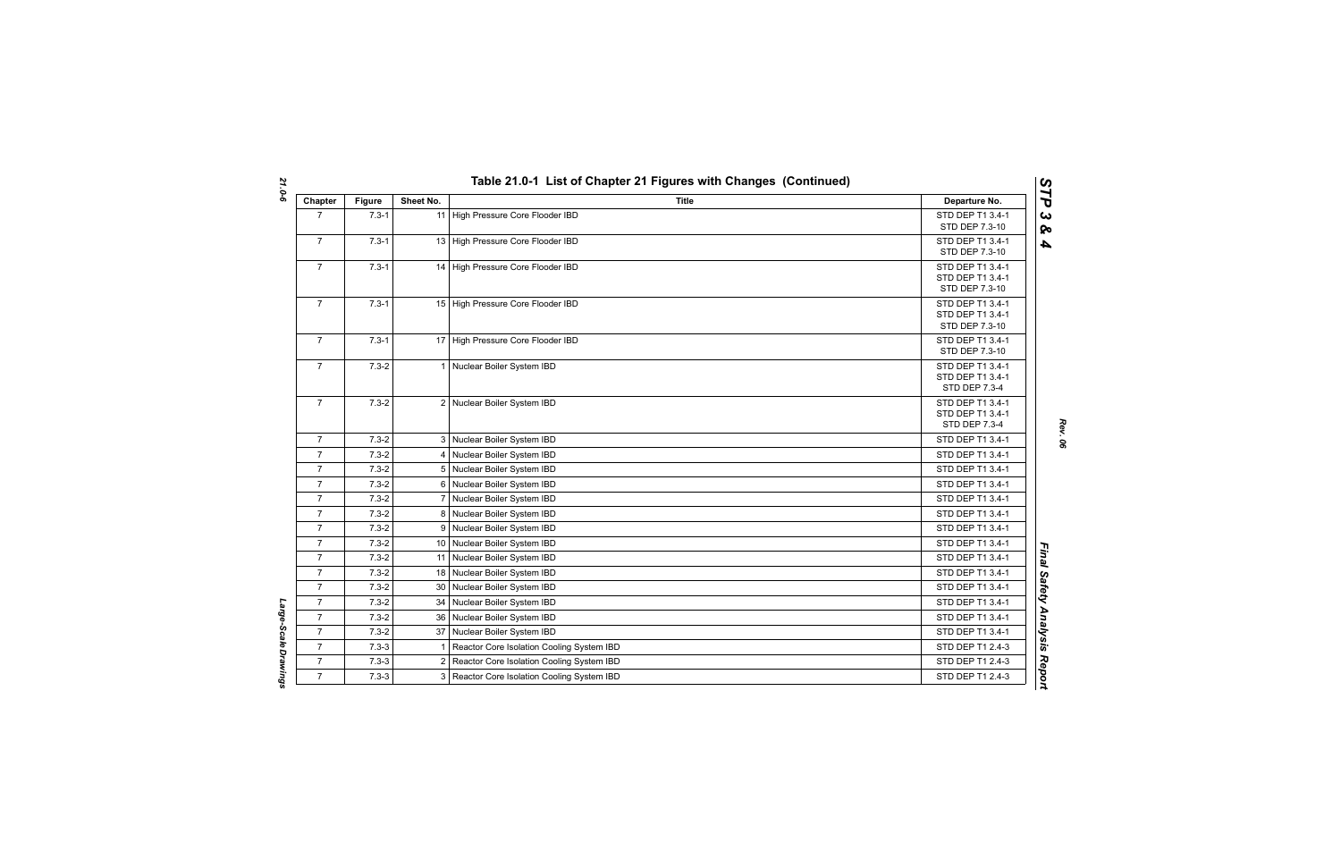## Table 21.0-1 List of Chapter 21 Figures with Changes (Continued)

| Chapter | Figure | Sheet No. | Title | Departure No. |
|---|---|---|---|---|
| 7 | 7.3-1 | 11 | High Pressure Core Flooder IBD | STD DEP T1 3.4-1<br>STD DEP 7.3-10 |
| 7 | 7.3-1 | 13 | High Pressure Core Flooder IBD | STD DEP T1 3.4-1<br>STD DEP 7.3-10 |
| 7 | 7.3-1 | 14 | High Pressure Core Flooder IBD | STD DEP T1 3.4-1<br>STD DEP T1 3.4-1<br>STD DEP 7.3-10 |
| 7 | 7.3-1 | 15 | High Pressure Core Flooder IBD | STD DEP T1 3.4-1<br>STD DEP T1 3.4-1<br>STD DEP 7.3-10 |
| 7 | 7.3-1 | 17 | High Pressure Core Flooder IBD | STD DEP T1 3.4-1<br>STD DEP 7.3-10 |
| 7 | 7.3-2 | 1 | Nuclear Boiler System IBD | STD DEP T1 3.4-1<br>STD DEP T1 3.4-1<br>STD DEP 7.3-4 |
| 7 | 7.3-2 | 2 | Nuclear Boiler System IBD | STD DEP T1 3.4-1<br>STD DEP T1 3.4-1<br>STD DEP 7.3-4 |
| 7 | 7.3-2 | 3 | Nuclear Boiler System IBD | STD DEP T1 3.4-1 |
| 7 | 7.3-2 | 4 | Nuclear Boiler System IBD | STD DEP T1 3.4-1 |
| 7 | 7.3-2 | 5 | Nuclear Boiler System IBD | STD DEP T1 3.4-1 |
| 7 | 7.3-2 | 6 | Nuclear Boiler System IBD | STD DEP T1 3.4-1 |
| 7 | 7.3-2 | 7 | Nuclear Boiler System IBD | STD DEP T1 3.4-1 |
| 7 | 7.3-2 | 8 | Nuclear Boiler System IBD | STD DEP T1 3.4-1 |
| 7 | 7.3-2 | 9 | Nuclear Boiler System IBD | STD DEP T1 3.4-1 |
| 7 | 7.3-2 | 10 | Nuclear Boiler System IBD | STD DEP T1 3.4-1 |
| 7 | 7.3-2 | 11 | Nuclear Boiler System IBD | STD DEP T1 3.4-1 |
| 7 | 7.3-2 | 18 | Nuclear Boiler System IBD | STD DEP T1 3.4-1 |
| 7 | 7.3-2 | 30 | Nuclear Boiler System IBD | STD DEP T1 3.4-1 |
| 7 | 7.3-2 | 34 | Nuclear Boiler System IBD | STD DEP T1 3.4-1 |
| 7 | 7.3-2 | 36 | Nuclear Boiler System IBD | STD DEP T1 3.4-1 |
| 7 | 7.3-2 | 37 | Nuclear Boiler System IBD | STD DEP T1 3.4-1 |
| 7 | 7.3-3 | 1 | Reactor Core Isolation Cooling System IBD | STD DEP T1 2.4-3 |
| 7 | 7.3-3 | 2 | Reactor Core Isolation Cooling System IBD | STD DEP T1 2.4-3 |
| 7 | 7.3-3 | 3 | Reactor Core Isolation Cooling System IBD | STD DEP T1 2.4-3 |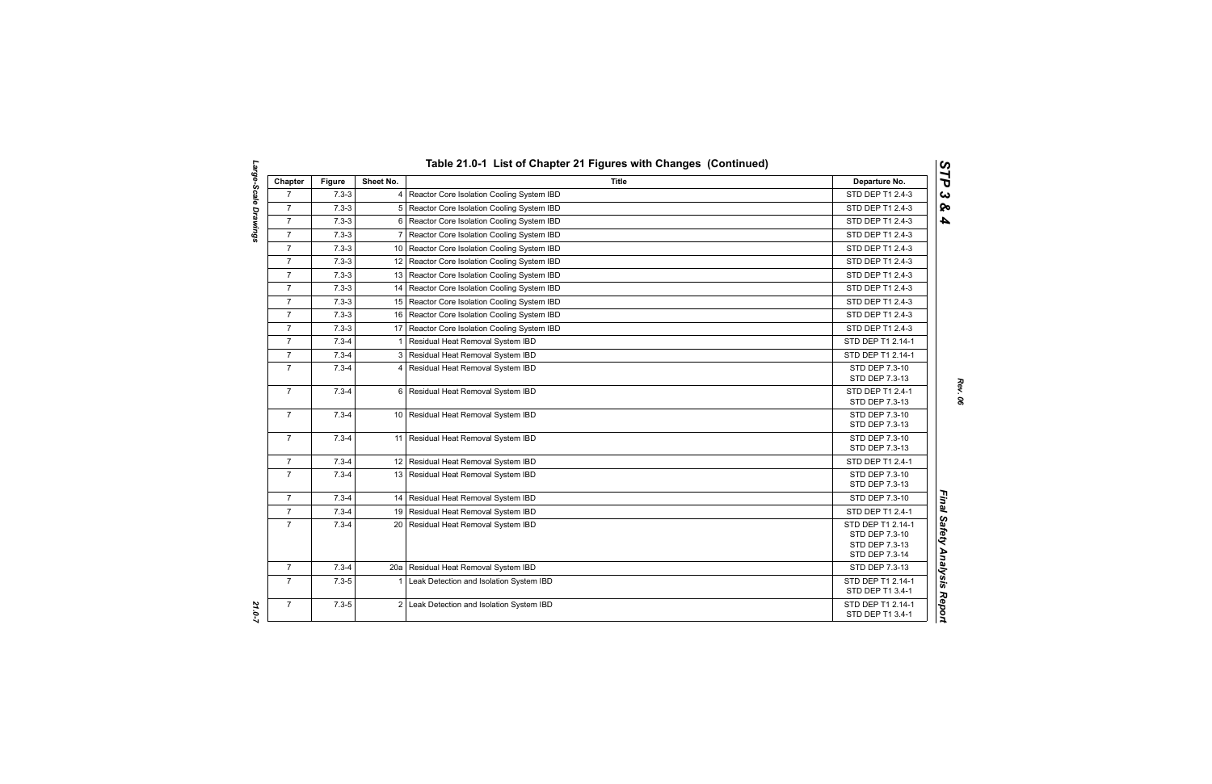## Table 21.0-1 List of Chapter 21 Figures with Changes (Continued)

| Chapter | Figure | Sheet No. | Title | Departure No. |
|---|---|---|---|---|
| 7 | 7.3-3 | 4 | Reactor Core Isolation Cooling System IBD | STD DEP T1 2.4-3 |
| 7 | 7.3-3 | 5 | Reactor Core Isolation Cooling System IBD | STD DEP T1 2.4-3 |
| 7 | 7.3-3 | 6 | Reactor Core Isolation Cooling System IBD | STD DEP T1 2.4-3 |
| 7 | 7.3-3 | 7 | Reactor Core Isolation Cooling System IBD | STD DEP T1 2.4-3 |
| 7 | 7.3-3 | 10 | Reactor Core Isolation Cooling System IBD | STD DEP T1 2.4-3 |
| 7 | 7.3-3 | 12 | Reactor Core Isolation Cooling System IBD | STD DEP T1 2.4-3 |
| 7 | 7.3-3 | 13 | Reactor Core Isolation Cooling System IBD | STD DEP T1 2.4-3 |
| 7 | 7.3-3 | 14 | Reactor Core Isolation Cooling System IBD | STD DEP T1 2.4-3 |
| 7 | 7.3-3 | 15 | Reactor Core Isolation Cooling System IBD | STD DEP T1 2.4-3 |
| 7 | 7.3-3 | 16 | Reactor Core Isolation Cooling System IBD | STD DEP T1 2.4-3 |
| 7 | 7.3-3 | 17 | Reactor Core Isolation Cooling System IBD | STD DEP T1 2.4-3 |
| 7 | 7.3-4 | 1 | Residual Heat Removal System IBD | STD DEP T1 2.14-1 |
| 7 | 7.3-4 | 3 | Residual Heat Removal System IBD | STD DEP T1 2.14-1 |
| 7 | 7.3-4 | 4 | Residual Heat Removal System IBD | STD DEP 7.3-10<br>STD DEP 7.3-13 |
| 7 | 7.3-4 | 6 | Residual Heat Removal System IBD | STD DEP T1 2.4-1<br>STD DEP 7.3-13 |
| 7 | 7.3-4 | 10 | Residual Heat Removal System IBD | STD DEP 7.3-10<br>STD DEP 7.3-13 |
| 7 | 7.3-4 | 11 | Residual Heat Removal System IBD | STD DEP 7.3-10<br>STD DEP 7.3-13 |
| 7 | 7.3-4 | 12 | Residual Heat Removal System IBD | STD DEP T1 2.4-1 |
| 7 | 7.3-4 | 13 | Residual Heat Removal System IBD | STD DEP 7.3-10<br>STD DEP 7.3-13 |
| 7 | 7.3-4 | 14 | Residual Heat Removal System IBD | STD DEP 7.3-10 |
| 7 | 7.3-4 | 19 | Residual Heat Removal System IBD | STD DEP T1 2.4-1 |
| 7 | 7.3-4 | 20 | Residual Heat Removal System IBD | STD DEP T1 2.14-1<br>STD DEP 7.3-10<br>STD DEP 7.3-13<br>STD DEP 7.3-14 |
| 7 | 7.3-4 | 20a | Residual Heat Removal System IBD | STD DEP 7.3-13 |
| 7 | 7.3-5 | 1 | Leak Detection and Isolation System IBD | STD DEP T1 2.14-1<br>STD DEP T1 3.4-1 |
| 7 | 7.3-5 | 2 | Leak Detection and Isolation System IBD | STD DEP T1 2.14-1<br>STD DEP T1 3.4-1 |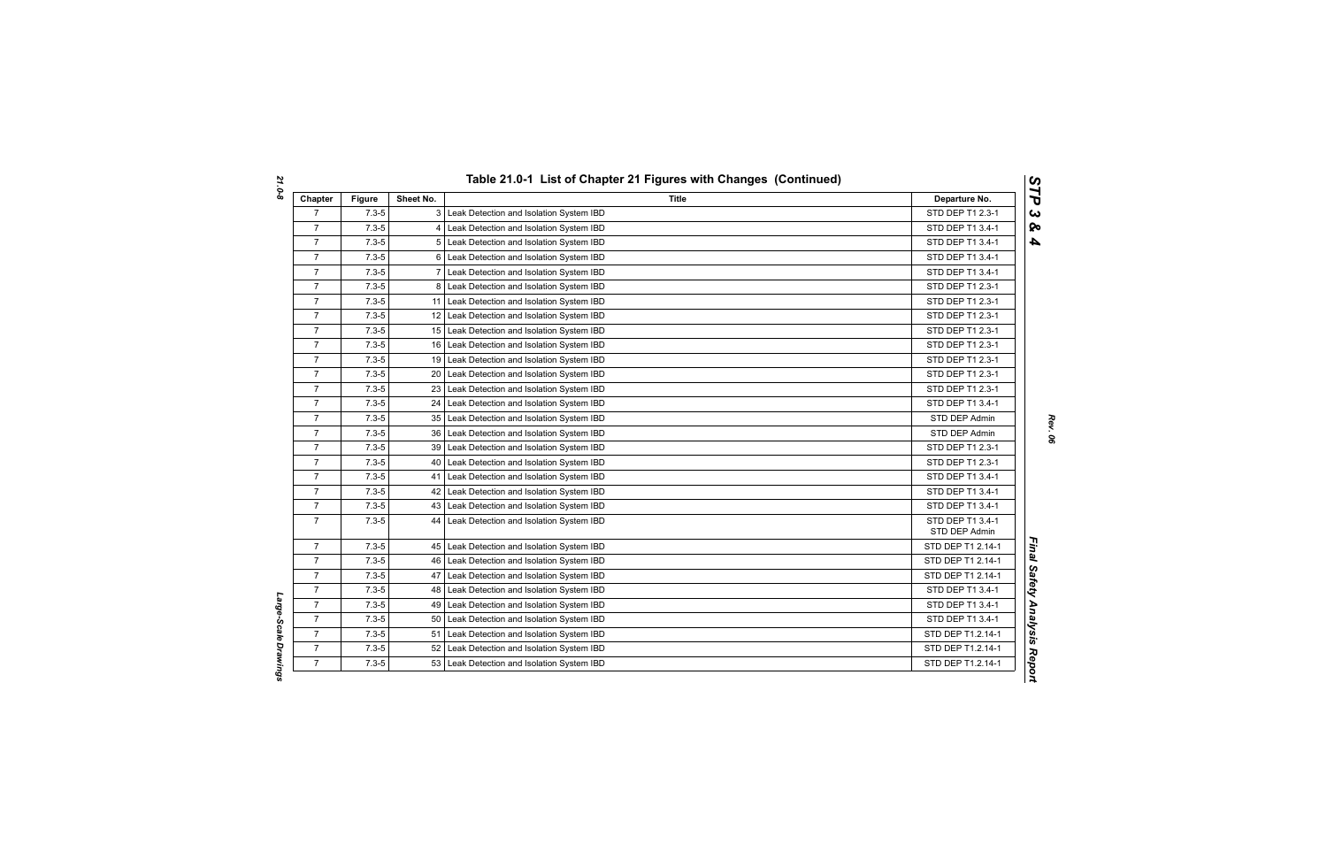## Table 21.0-1 List of Chapter 21 Figures with Changes (Continued)

| Chapter | Figure | Sheet No. | Title | Departure No. |
|---|---|---|---|---|
| 7 | 7.3-5 | 3 | Leak Detection and Isolation System IBD | STD DEP T1 2.3-1 |
| 7 | 7.3-5 | 4 | Leak Detection and Isolation System IBD | STD DEP T1 3.4-1 |
| 7 | 7.3-5 | 5 | Leak Detection and Isolation System IBD | STD DEP T1 3.4-1 |
| 7 | 7.3-5 | 6 | Leak Detection and Isolation System IBD | STD DEP T1 3.4-1 |
| 7 | 7.3-5 | 7 | Leak Detection and Isolation System IBD | STD DEP T1 3.4-1 |
| 7 | 7.3-5 | 8 | Leak Detection and Isolation System IBD | STD DEP T1 2.3-1 |
| 7 | 7.3-5 | 11 | Leak Detection and Isolation System IBD | STD DEP T1 2.3-1 |
| 7 | 7.3-5 | 12 | Leak Detection and Isolation System IBD | STD DEP T1 2.3-1 |
| 7 | 7.3-5 | 15 | Leak Detection and Isolation System IBD | STD DEP T1 2.3-1 |
| 7 | 7.3-5 | 16 | Leak Detection and Isolation System IBD | STD DEP T1 2.3-1 |
| 7 | 7.3-5 | 19 | Leak Detection and Isolation System IBD | STD DEP T1 2.3-1 |
| 7 | 7.3-5 | 20 | Leak Detection and Isolation System IBD | STD DEP T1 2.3-1 |
| 7 | 7.3-5 | 23 | Leak Detection and Isolation System IBD | STD DEP T1 2.3-1 |
| 7 | 7.3-5 | 24 | Leak Detection and Isolation System IBD | STD DEP T1 3.4-1 |
| 7 | 7.3-5 | 35 | Leak Detection and Isolation System IBD | STD DEP Admin |
| 7 | 7.3-5 | 36 | Leak Detection and Isolation System IBD | STD DEP Admin |
| 7 | 7.3-5 | 39 | Leak Detection and Isolation System IBD | STD DEP T1 2.3-1 |
| 7 | 7.3-5 | 40 | Leak Detection and Isolation System IBD | STD DEP T1 2.3-1 |
| 7 | 7.3-5 | 41 | Leak Detection and Isolation System IBD | STD DEP T1 3.4-1 |
| 7 | 7.3-5 | 42 | Leak Detection and Isolation System IBD | STD DEP T1 3.4-1 |
| 7 | 7.3-5 | 43 | Leak Detection and Isolation System IBD | STD DEP T1 3.4-1 |
| 7 | 7.3-5 | 44 | Leak Detection and Isolation System IBD | STD DEP T1 3.4-1<br>STD DEP Admin |
| 7 | 7.3-5 | 45 | Leak Detection and Isolation System IBD | STD DEP T1 2.14-1 |
| 7 | 7.3-5 | 46 | Leak Detection and Isolation System IBD | STD DEP T1 2.14-1 |
| 7 | 7.3-5 | 47 | Leak Detection and Isolation System IBD | STD DEP T1 2.14-1 |
| 7 | 7.3-5 | 48 | Leak Detection and Isolation System IBD | STD DEP T1 3.4-1 |
| 7 | 7.3-5 | 49 | Leak Detection and Isolation System IBD | STD DEP T1 3.4-1 |
| 7 | 7.3-5 | 50 | Leak Detection and Isolation System IBD | STD DEP T1 3.4-1 |
| 7 | 7.3-5 | 51 | Leak Detection and Isolation System IBD | STD DEP T1.2.14-1 |
| 7 | 7.3-5 | 52 | Leak Detection and Isolation System IBD | STD DEP T1.2.14-1 |
| 7 | 7.3-5 | 53 | Leak Detection and Isolation System IBD | STD DEP T1.2.14-1 |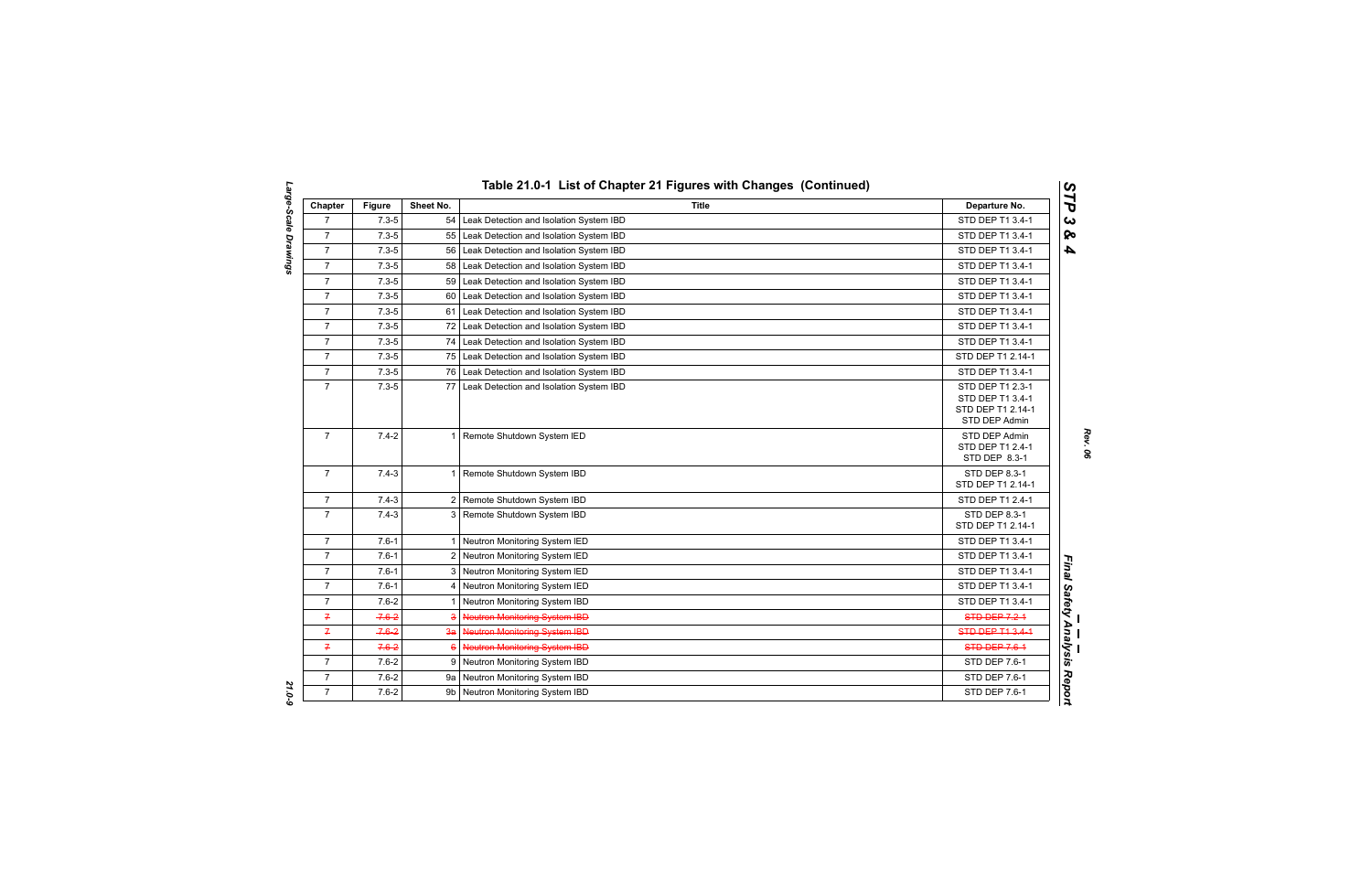## Table 21.0-1 List of Chapter 21 Figures with Changes (Continued)

| Chapter | Figure | Sheet No. | Title | Departure No. |
|---|---|---|---|---|
| 7 | 7.3-5 | 54 | Leak Detection and Isolation System IBD | STD DEP T1 3.4-1 |
| 7 | 7.3-5 | 55 | Leak Detection and Isolation System IBD | STD DEP T1 3.4-1 |
| 7 | 7.3-5 | 56 | Leak Detection and Isolation System IBD | STD DEP T1 3.4-1 |
| 7 | 7.3-5 | 58 | Leak Detection and Isolation System IBD | STD DEP T1 3.4-1 |
| 7 | 7.3-5 | 59 | Leak Detection and Isolation System IBD | STD DEP T1 3.4-1 |
| 7 | 7.3-5 | 60 | Leak Detection and Isolation System IBD | STD DEP T1 3.4-1 |
| 7 | 7.3-5 | 61 | Leak Detection and Isolation System IBD | STD DEP T1 3.4-1 |
| 7 | 7.3-5 | 72 | Leak Detection and Isolation System IBD | STD DEP T1 3.4-1 |
| 7 | 7.3-5 | 74 | Leak Detection and Isolation System IBD | STD DEP T1 3.4-1 |
| 7 | 7.3-5 | 75 | Leak Detection and Isolation System IBD | STD DEP T1 2.14-1 |
| 7 | 7.3-5 | 76 | Leak Detection and Isolation System IBD | STD DEP T1 3.4-1 |
| 7 | 7.3-5 | 77 | Leak Detection and Isolation System IBD | STD DEP T1 2.3-1<br>STD DEP T1 3.4-1<br>STD DEP T1 2.14-1<br>STD DEP Admin |
| 7 | 7.4-2 | 1 | Remote Shutdown System IED | STD DEP Admin<br>STD DEP T1 2.4-1<br>STD DEP 8.3-1 |
| 7 | 7.4-3 | 1 | Remote Shutdown System IBD | STD DEP 8.3-1<br>STD DEP T1 2.14-1 |
| 7 | 7.4-3 | 2 | Remote Shutdown System IBD | STD DEP T1 2.4-1 |
| 7 | 7.4-3 | 3 | Remote Shutdown System IBD | STD DEP 8.3-1<br>STD DEP T1 2.14-1 |
| 7 | 7.6-1 | 1 | Neutron Monitoring System IED | STD DEP T1 3.4-1 |
| 7 | 7.6-1 | 2 | Neutron Monitoring System IED | STD DEP T1 3.4-1 |
| 7 | 7.6-1 | 3 | Neutron Monitoring System IED | STD DEP T1 3.4-1 |
| 7 | 7.6-1 | 4 | Neutron Monitoring System IED | STD DEP T1 3.4-1 |
| 7 | 7.6-2 | 1 | Neutron Monitoring System IBD | STD DEP T1 3.4-1 |
| ~~7~~ | ~~7.6-2~~ | ~~3~~ | ~~Neutron Monitoring System IBD~~ | ~~STD DEP 7.2-1~~ |
| ~~7~~ | ~~7.6-2~~ | ~~3a~~ | ~~Neutron Monitoring System IBD~~ | ~~STD DEP T1 3.4-1~~ |
| ~~7~~ | ~~7.6-2~~ | ~~6~~ | ~~Neutron Monitoring System IBD~~ | ~~STD DEP 7.6-1~~ |
| 7 | 7.6-2 | 9 | Neutron Monitoring System IBD | STD DEP 7.6-1 |
| 7 | 7.6-2 | 9a | Neutron Monitoring System IBD | STD DEP 7.6-1 |
| 7 | 7.6-2 | 9b | Neutron Monitoring System IBD | STD DEP 7.6-1 |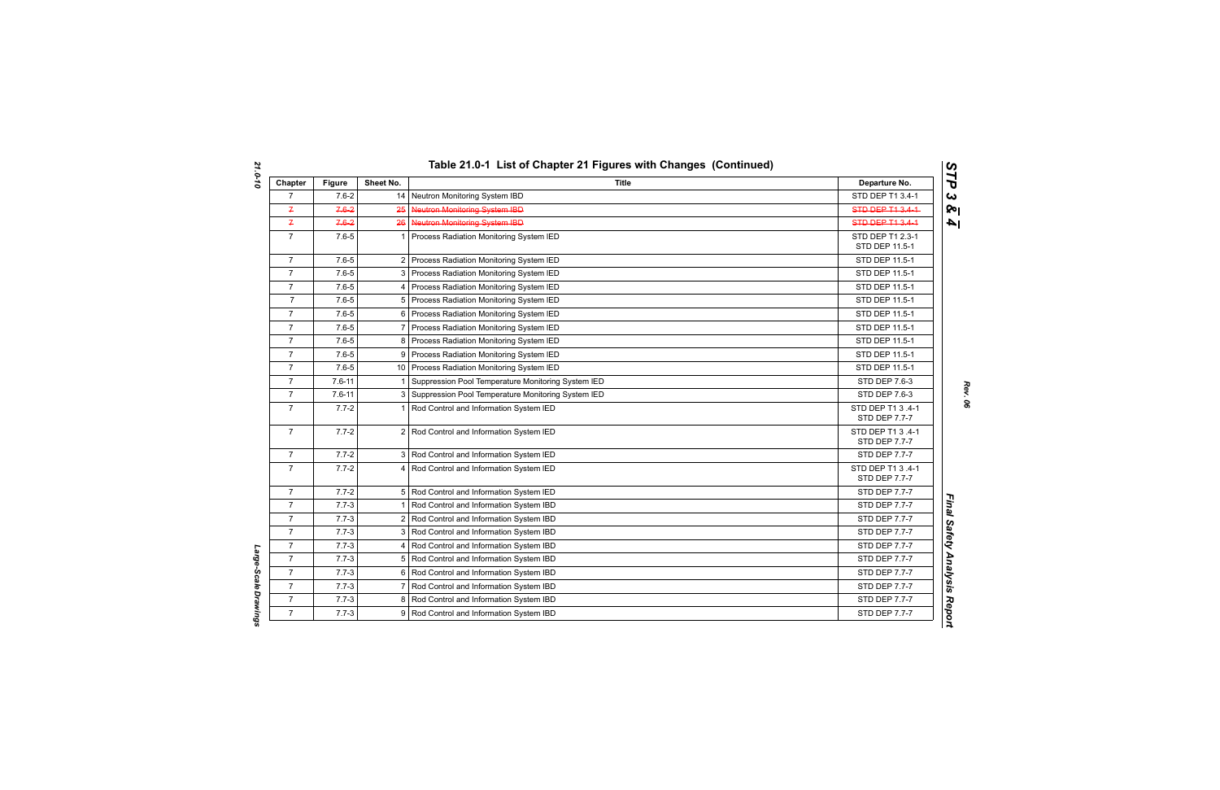## Table 21.0-1  List of Chapter 21 Figures with Changes  (Continued)

| Chapter | Figure | Sheet No. | Title | Departure No. |
|---|---|---|---|---|
| 7 | 7.6-2 | 14 | Neutron Monitoring System IBD | STD DEP T1 3.4-1 |
| ~~7~~ | ~~7.6-2~~ | ~~25~~ | ~~Neutron Monitoring System IBD~~ | ~~STD DEP T1 3.4-1~~ |
| ~~7~~ | ~~7.6-2~~ | ~~26~~ | ~~Neutron Monitoring System IBD~~ | ~~STD DEP T1 3.4-1~~ |
| 7 | 7.6-5 | 1 | Process Radiation Monitoring System IED | STD DEP T1 2.3-1<br>STD DEP 11.5-1 |
| 7 | 7.6-5 | 2 | Process Radiation Monitoring System IED | STD DEP 11.5-1 |
| 7 | 7.6-5 | 3 | Process Radiation Monitoring System IED | STD DEP 11.5-1 |
| 7 | 7.6-5 | 4 | Process Radiation Monitoring System IED | STD DEP 11.5-1 |
| 7 | 7.6-5 | 5 | Process Radiation Monitoring System IED | STD DEP 11.5-1 |
| 7 | 7.6-5 | 6 | Process Radiation Monitoring System IED | STD DEP 11.5-1 |
| 7 | 7.6-5 | 7 | Process Radiation Monitoring System IED | STD DEP 11.5-1 |
| 7 | 7.6-5 | 8 | Process Radiation Monitoring System IED | STD DEP 11.5-1 |
| 7 | 7.6-5 | 9 | Process Radiation Monitoring System IED | STD DEP 11.5-1 |
| 7 | 7.6-5 | 10 | Process Radiation Monitoring System IED | STD DEP 11.5-1 |
| 7 | 7.6-11 | 1 | Suppression Pool Temperature Monitoring System IED | STD DEP 7.6-3 |
| 7 | 7.6-11 | 3 | Suppression Pool Temperature Monitoring System IED | STD DEP 7.6-3 |
| 7 | 7.7-2 | 1 | Rod Control and Information System IED | STD DEP T1 3 .4-1<br>STD DEP 7.7-7 |
| 7 | 7.7-2 | 2 | Rod Control and Information System IED | STD DEP T1 3 .4-1<br>STD DEP 7.7-7 |
| 7 | 7.7-2 | 3 | Rod Control and Information System IED | STD DEP 7.7-7 |
| 7 | 7.7-2 | 4 | Rod Control and Information System IED | STD DEP T1 3 .4-1<br>STD DEP 7.7-7 |
| 7 | 7.7-2 | 5 | Rod Control and Information System IED | STD DEP 7.7-7 |
| 7 | 7.7-3 | 1 | Rod Control and Information System IBD | STD DEP 7.7-7 |
| 7 | 7.7-3 | 2 | Rod Control and Information System IBD | STD DEP 7.7-7 |
| 7 | 7.7-3 | 3 | Rod Control and Information System IBD | STD DEP 7.7-7 |
| 7 | 7.7-3 | 4 | Rod Control and Information System IBD | STD DEP 7.7-7 |
| 7 | 7.7-3 | 5 | Rod Control and Information System IBD | STD DEP 7.7-7 |
| 7 | 7.7-3 | 6 | Rod Control and Information System IBD | STD DEP 7.7-7 |
| 7 | 7.7-3 | 7 | Rod Control and Information System IBD | STD DEP 7.7-7 |
| 7 | 7.7-3 | 8 | Rod Control and Information System IBD | STD DEP 7.7-7 |
| 7 | 7.7-3 | 9 | Rod Control and Information System IBD | STD DEP 7.7-7 |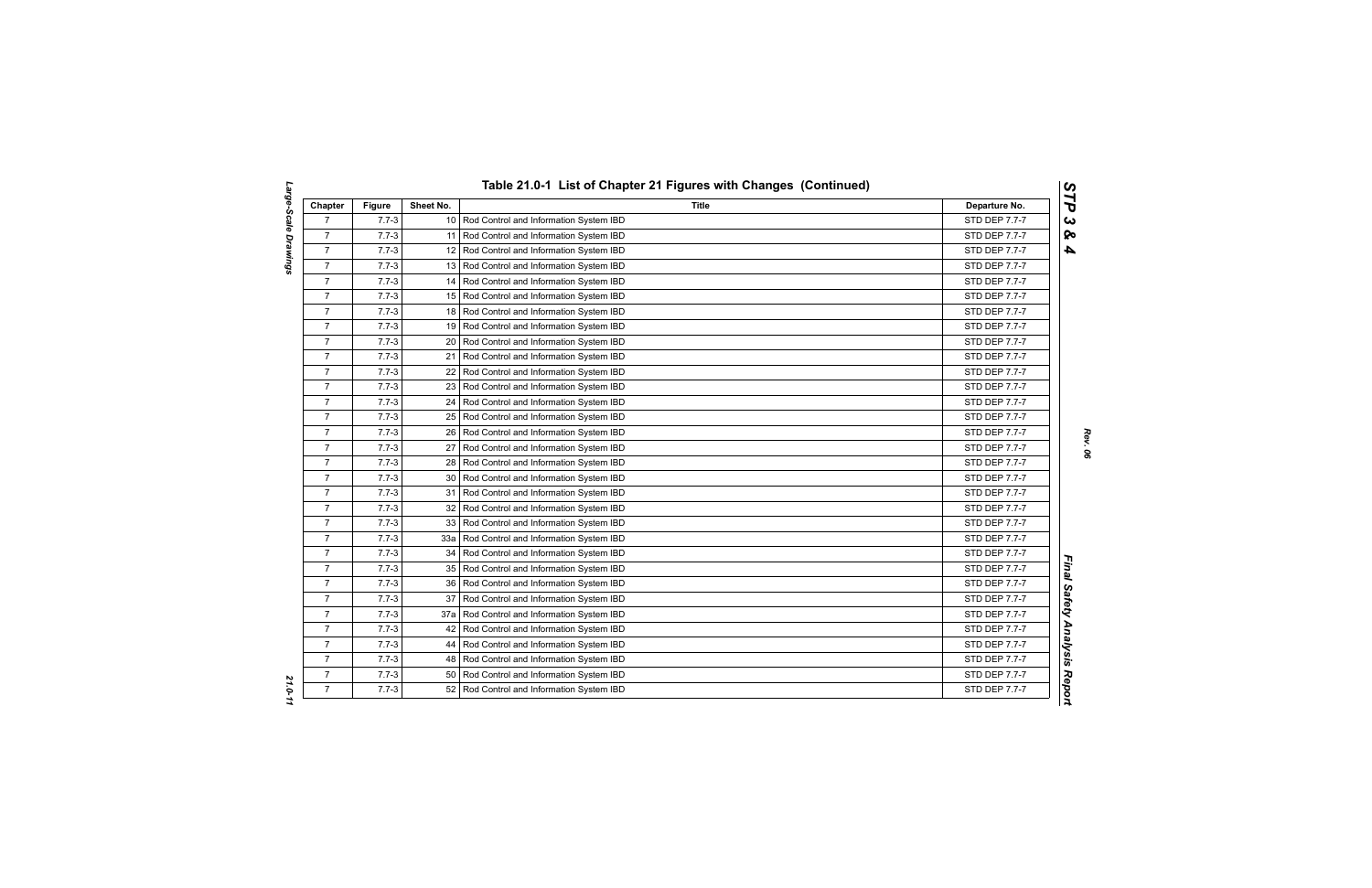# Table 21.0-1 List of Chapter 21 Figures with Changes (Continued)

| Chapter | Figure | Sheet No. | Title | Departure No. |
|---|---|---|---|---|
| 7 | 7.7-3 | 10 | Rod Control and Information System IBD | STD DEP 7.7-7 |
| 7 | 7.7-3 | 11 | Rod Control and Information System IBD | STD DEP 7.7-7 |
| 7 | 7.7-3 | 12 | Rod Control and Information System IBD | STD DEP 7.7-7 |
| 7 | 7.7-3 | 13 | Rod Control and Information System IBD | STD DEP 7.7-7 |
| 7 | 7.7-3 | 14 | Rod Control and Information System IBD | STD DEP 7.7-7 |
| 7 | 7.7-3 | 15 | Rod Control and Information System IBD | STD DEP 7.7-7 |
| 7 | 7.7-3 | 18 | Rod Control and Information System IBD | STD DEP 7.7-7 |
| 7 | 7.7-3 | 19 | Rod Control and Information System IBD | STD DEP 7.7-7 |
| 7 | 7.7-3 | 20 | Rod Control and Information System IBD | STD DEP 7.7-7 |
| 7 | 7.7-3 | 21 | Rod Control and Information System IBD | STD DEP 7.7-7 |
| 7 | 7.7-3 | 22 | Rod Control and Information System IBD | STD DEP 7.7-7 |
| 7 | 7.7-3 | 23 | Rod Control and Information System IBD | STD DEP 7.7-7 |
| 7 | 7.7-3 | 24 | Rod Control and Information System IBD | STD DEP 7.7-7 |
| 7 | 7.7-3 | 25 | Rod Control and Information System IBD | STD DEP 7.7-7 |
| 7 | 7.7-3 | 26 | Rod Control and Information System IBD | STD DEP 7.7-7 |
| 7 | 7.7-3 | 27 | Rod Control and Information System IBD | STD DEP 7.7-7 |
| 7 | 7.7-3 | 28 | Rod Control and Information System IBD | STD DEP 7.7-7 |
| 7 | 7.7-3 | 30 | Rod Control and Information System IBD | STD DEP 7.7-7 |
| 7 | 7.7-3 | 31 | Rod Control and Information System IBD | STD DEP 7.7-7 |
| 7 | 7.7-3 | 32 | Rod Control and Information System IBD | STD DEP 7.7-7 |
| 7 | 7.7-3 | 33 | Rod Control and Information System IBD | STD DEP 7.7-7 |
| 7 | 7.7-3 | 33a | Rod Control and Information System IBD | STD DEP 7.7-7 |
| 7 | 7.7-3 | 34 | Rod Control and Information System IBD | STD DEP 7.7-7 |
| 7 | 7.7-3 | 35 | Rod Control and Information System IBD | STD DEP 7.7-7 |
| 7 | 7.7-3 | 36 | Rod Control and Information System IBD | STD DEP 7.7-7 |
| 7 | 7.7-3 | 37 | Rod Control and Information System IBD | STD DEP 7.7-7 |
| 7 | 7.7-3 | 37a | Rod Control and Information System IBD | STD DEP 7.7-7 |
| 7 | 7.7-3 | 42 | Rod Control and Information System IBD | STD DEP 7.7-7 |
| 7 | 7.7-3 | 44 | Rod Control and Information System IBD | STD DEP 7.7-7 |
| 7 | 7.7-3 | 48 | Rod Control and Information System IBD | STD DEP 7.7-7 |
| 7 | 7.7-3 | 50 | Rod Control and Information System IBD | STD DEP 7.7-7 |
| 7 | 7.7-3 | 52 | Rod Control and Information System IBD | STD DEP 7.7-7 |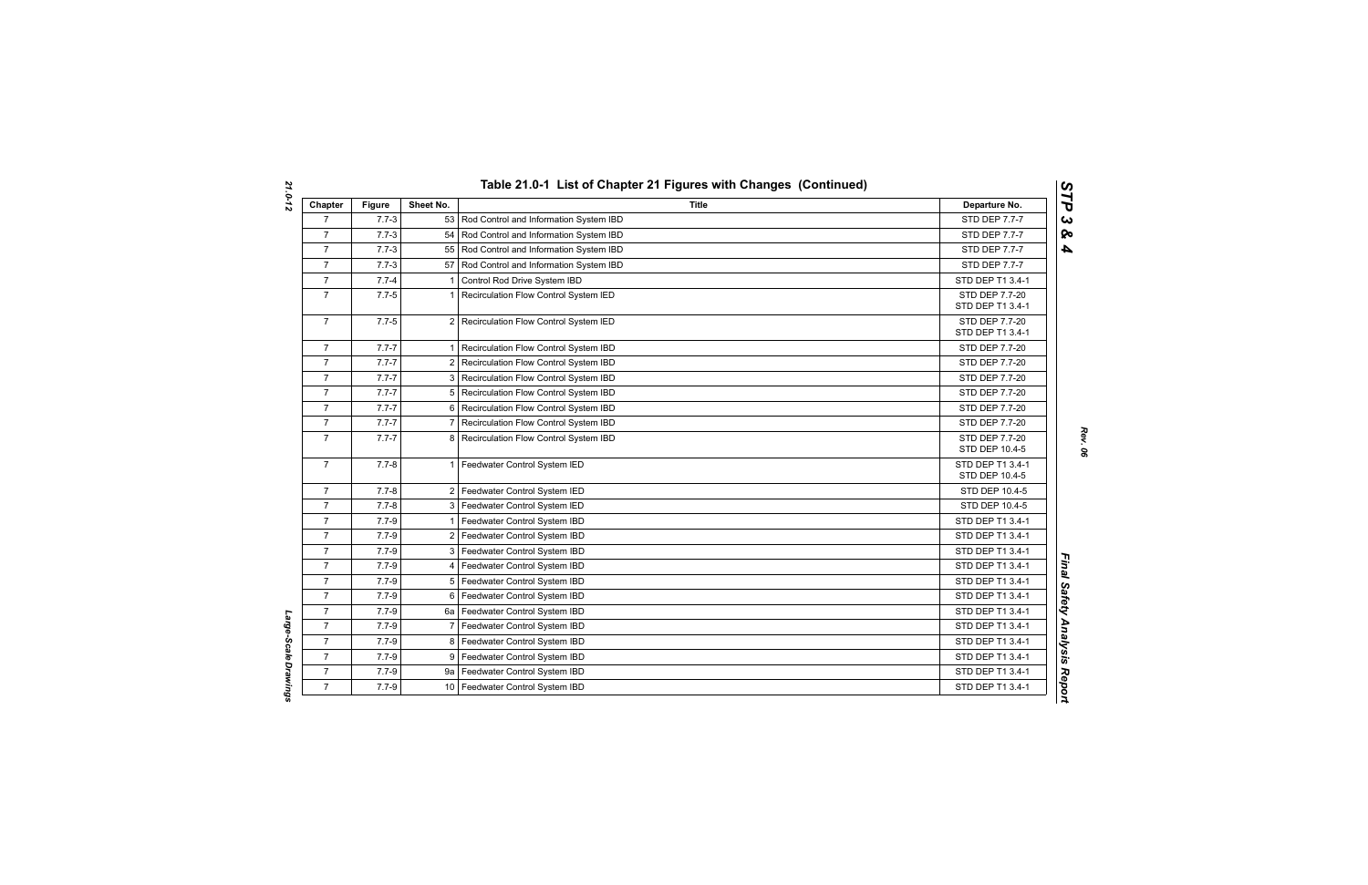## Table 21.0-1 List of Chapter 21 Figures with Changes (Continued)

| Chapter | Figure | Sheet No. | Title | Departure No. |
|---|---|---|---|---|
| 7 | 7.7-3 | 53 | Rod Control and Information System IBD | STD DEP 7.7-7 |
| 7 | 7.7-3 | 54 | Rod Control and Information System IBD | STD DEP 7.7-7 |
| 7 | 7.7-3 | 55 | Rod Control and Information System IBD | STD DEP 7.7-7 |
| 7 | 7.7-3 | 57 | Rod Control and Information System IBD | STD DEP 7.7-7 |
| 7 | 7.7-4 | 1 | Control Rod Drive System IBD | STD DEP T1 3.4-1 |
| 7 | 7.7-5 | 1 | Recirculation Flow Control System IED | STD DEP 7.7-20<br>STD DEP T1 3.4-1 |
| 7 | 7.7-5 | 2 | Recirculation Flow Control System IED | STD DEP 7.7-20<br>STD DEP T1 3.4-1 |
| 7 | 7.7-7 | 1 | Recirculation Flow Control System IBD | STD DEP 7.7-20 |
| 7 | 7.7-7 | 2 | Recirculation Flow Control System IBD | STD DEP 7.7-20 |
| 7 | 7.7-7 | 3 | Recirculation Flow Control System IBD | STD DEP 7.7-20 |
| 7 | 7.7-7 | 5 | Recirculation Flow Control System IBD | STD DEP 7.7-20 |
| 7 | 7.7-7 | 6 | Recirculation Flow Control System IBD | STD DEP 7.7-20 |
| 7 | 7.7-7 | 7 | Recirculation Flow Control System IBD | STD DEP 7.7-20 |
| 7 | 7.7-7 | 8 | Recirculation Flow Control System IBD | STD DEP 7.7-20<br>STD DEP 10.4-5 |
| 7 | 7.7-8 | 1 | Feedwater Control System IED | STD DEP T1 3.4-1<br>STD DEP 10.4-5 |
| 7 | 7.7-8 | 2 | Feedwater Control System IED | STD DEP 10.4-5 |
| 7 | 7.7-8 | 3 | Feedwater Control System IED | STD DEP 10.4-5 |
| 7 | 7.7-9 | 1 | Feedwater Control System IBD | STD DEP T1 3.4-1 |
| 7 | 7.7-9 | 2 | Feedwater Control System IBD | STD DEP T1 3.4-1 |
| 7 | 7.7-9 | 3 | Feedwater Control System IBD | STD DEP T1 3.4-1 |
| 7 | 7.7-9 | 4 | Feedwater Control System IBD | STD DEP T1 3.4-1 |
| 7 | 7.7-9 | 5 | Feedwater Control System IBD | STD DEP T1 3.4-1 |
| 7 | 7.7-9 | 6 | Feedwater Control System IBD | STD DEP T1 3.4-1 |
| 7 | 7.7-9 | 6a | Feedwater Control System IBD | STD DEP T1 3.4-1 |
| 7 | 7.7-9 | 7 | Feedwater Control System IBD | STD DEP T1 3.4-1 |
| 7 | 7.7-9 | 8 | Feedwater Control System IBD | STD DEP T1 3.4-1 |
| 7 | 7.7-9 | 9 | Feedwater Control System IBD | STD DEP T1 3.4-1 |
| 7 | 7.7-9 | 9a | Feedwater Control System IBD | STD DEP T1 3.4-1 |
| 7 | 7.7-9 | 10 | Feedwater Control System IBD | STD DEP T1 3.4-1 |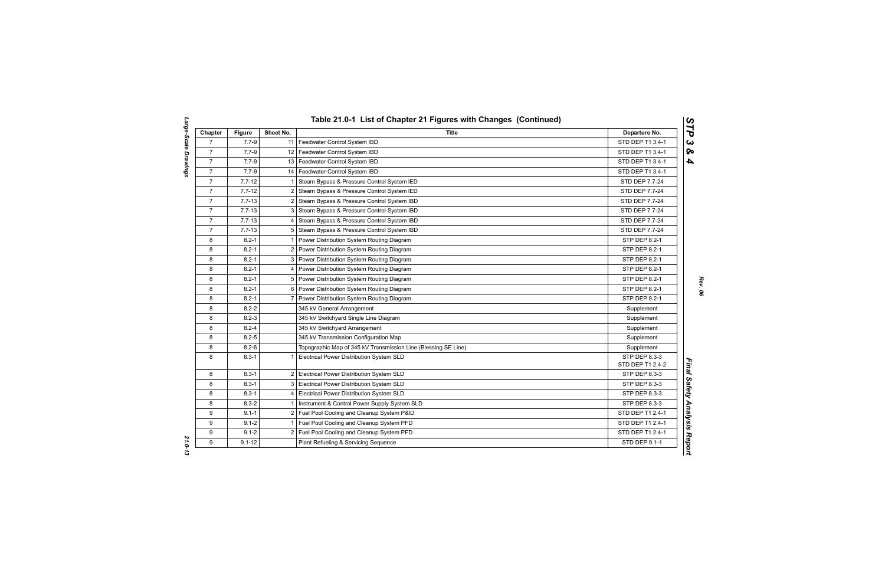## Table 21.0-1 List of Chapter 21 Figures with Changes (Continued)

| Chapter | Figure | Sheet No. | Title | Departure No. |
|---|---|---|---|---|
| 7 | 7.7-9 | 11 | Feedwater Control System IBD | STD DEP T1 3.4-1 |
| 7 | 7.7-9 | 12 | Feedwater Control System IBD | STD DEP T1 3.4-1 |
| 7 | 7.7-9 | 13 | Feedwater Control System IBD | STD DEP T1 3.4-1 |
| 7 | 7.7-9 | 14 | Feedwater Control System IBD | STD DEP T1 3.4-1 |
| 7 | 7.7-12 | 1 | Steam Bypass & Pressure Control System IED | STD DEP 7.7-24 |
| 7 | 7.7-12 | 2 | Steam Bypass & Pressure Control System IED | STD DEP 7.7-24 |
| 7 | 7.7-13 | 2 | Steam Bypass & Pressure Control System IBD | STD DEP 7.7-24 |
| 7 | 7.7-13 | 3 | Steam Bypass & Pressure Control System IBD | STD DEP 7.7-24 |
| 7 | 7.7-13 | 4 | Steam Bypass & Pressure Control System IBD | STD DEP 7.7-24 |
| 7 | 7.7-13 | 5 | Steam Bypass & Pressure Control System IBD | STD DEP 7.7-24 |
| 8 | 8.2-1 | 1 | Power Distribution System Routing Diagram | STP DEP 8.2-1 |
| 8 | 8.2-1 | 2 | Power Distribution System Routing Diagram | STP DEP 8.2-1 |
| 8 | 8.2-1 | 3 | Power Distribution System Routing Diagram | STP DEP 8.2-1 |
| 8 | 8.2-1 | 4 | Power Distribution System Routing Diagram | STP DEP 8.2-1 |
| 8 | 8.2-1 | 5 | Power Distribution System Routing Diagram | STP DEP 8.2-1 |
| 8 | 8.2-1 | 6 | Power Distribution System Routing Diagram | STP DEP 8.2-1 |
| 8 | 8.2-1 | 7 | Power Distribution System Routing Diagram | STP DEP 8.2-1 |
| 8 | 8.2-2 | | 345 kV General Arrangement | Supplement |
| 8 | 8.2-3 | | 345 kV Switchyard Single Line Diagram | Supplement |
| 8 | 8.2-4 | | 345 kV Switchyard Arrangement | Supplement |
| 8 | 8.2-5 | | 345 kV Transmission Configuration Map | Supplement |
| 8 | 8.2-6 | | Topographic Map of 345 kV Transmission Line (Blessing SE Line) | Supplement |
| 8 | 8.3-1 | 1 | Electrical Power Distribution System SLD | STP DEP 8.3-3<br>STD DEP T1 2.4-2 |
| 8 | 8.3-1 | 2 | Electrical Power Distribution System SLD | STP DEP 8.3-3 |
| 8 | 8.3-1 | 3 | Electrical Power Distribution System SLD | STP DEP 8.3-3 |
| 8 | 8.3-1 | 4 | Electrical Power Distribution System SLD | STP DEP 8.3-3 |
| 8 | 8.3-2 | 1 | Instrument & Control Power Supply System SLD | STP DEP 8.3-3 |
| 9 | 9.1-1 | 2 | Fuel Pool Cooling and Cleanup System P&ID | STD DEP T1 2.4-1 |
| 9 | 9.1-2 | 1 | Fuel Pool Cooling and Cleanup System PFD | STD DEP T1 2.4-1 |
| 9 | 9.1-2 | 2 | Fuel Pool Cooling and Cleanup System PFD | STD DEP T1 2.4-1 |
| 9 | 9.1-12 | | Plant Refueling & Servicing Sequence | STD DEP 9.1-1 |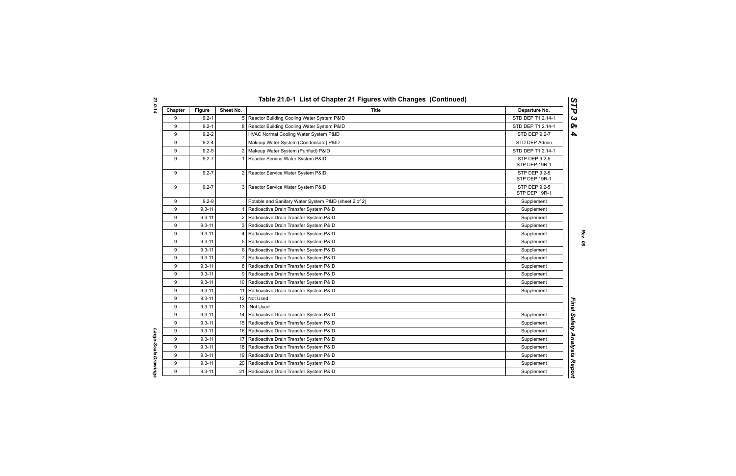## Table 21.0-1 List of Chapter 21 Figures with Changes (Continued)

| Chapter | Figure | Sheet No. | Title | Departure No. |
|---|---|---|---|---|
| 9 | 9.2-1 | 5 | Reactor Building Cooling Water System P&ID | STD DEP T1 2.14-1 |
| 9 | 9.2-1 | 8 | Reactor Building Cooling Water System P&ID | STD DEP T1 2.14-1 |
| 9 | 9.2-2 | | HVAC Normal Cooling Water System P&ID | STD DEP 9.2-7 |
| 9 | 9.2-4 | | Makeup Water System (Condensate) P&ID | STD DEP Admin |
| 9 | 9.2-5 | 2 | Makeup Water System (Purified) P&ID | STD DEP T1 2.14-1 |
| 9 | 9.2-7 | 1 | Reactor Service Water System P&ID | STP DEP 9.2-5<br>STP DEP 19R-1 |
| 9 | 9.2-7 | 2 | Reactor Service Water System P&ID | STP DEP 9.2-5<br>STP DEP 19R-1 |
| 9 | 9.2-7 | 3 | Reactor Service Water System P&ID | STP DEP 9.2-5<br>STP DEP 19R-1 |
| 9 | 9.2-9 | | Potable and Sanitary Water System P&ID (sheet 2 of 2) | Supplement |
| 9 | 9.3-11 | 1 | Radioactive Drain Transfer System P&ID | Supplement |
| 9 | 9.3-11 | 2 | Radioactive Drain Transfer System P&ID | Supplement |
| 9 | 9.3-11 | 3 | Radioactive Drain Transfer System P&ID | Supplement |
| 9 | 9.3-11 | 4 | Radioactive Drain Transfer System P&ID | Supplement |
| 9 | 9.3-11 | 5 | Radioactive Drain Transfer System P&ID | Supplement |
| 9 | 9.3-11 | 6 | Radioactive Drain Transfer System P&ID | Supplement |
| 9 | 9.3-11 | 7 | Radioactive Drain Transfer System P&ID | Supplement |
| 9 | 9.3-11 | 8 | Radioactive Drain Transfer System P&ID | Supplement |
| 9 | 9.3-11 | 9 | Radioactive Drain Transfer System P&ID | Supplement |
| 9 | 9.3-11 | 10 | Radioactive Drain Transfer System P&ID | Supplement |
| 9 | 9.3-11 | 11 | Radioactive Drain Transfer System P&ID | Supplement |
| 9 | 9.3-11 | 12 | Not Used | |
| 9 | 9.3-11 | 13 | Not Used | |
| 9 | 9.3-11 | 14 | Radioactive Drain Transfer System P&ID | Supplement |
| 9 | 9.3-11 | 15 | Radioactive Drain Transfer System P&ID | Supplement |
| 9 | 9.3-11 | 16 | Radioactive Drain Transfer System P&ID | Supplement |
| 9 | 9.3-11 | 17 | Radioactive Drain Transfer System P&ID | Supplement |
| 9 | 9.3-11 | 18 | Radioactive Drain Transfer System P&ID | Supplement |
| 9 | 9.3-11 | 19 | Radioactive Drain Transfer System P&ID | Supplement |
| 9 | 9.3-11 | 20 | Radioactive Drain Transfer System P&ID | Supplement |
| 9 | 9.3-11 | 21 | Radioactive Drain Transfer System P&ID | Supplement |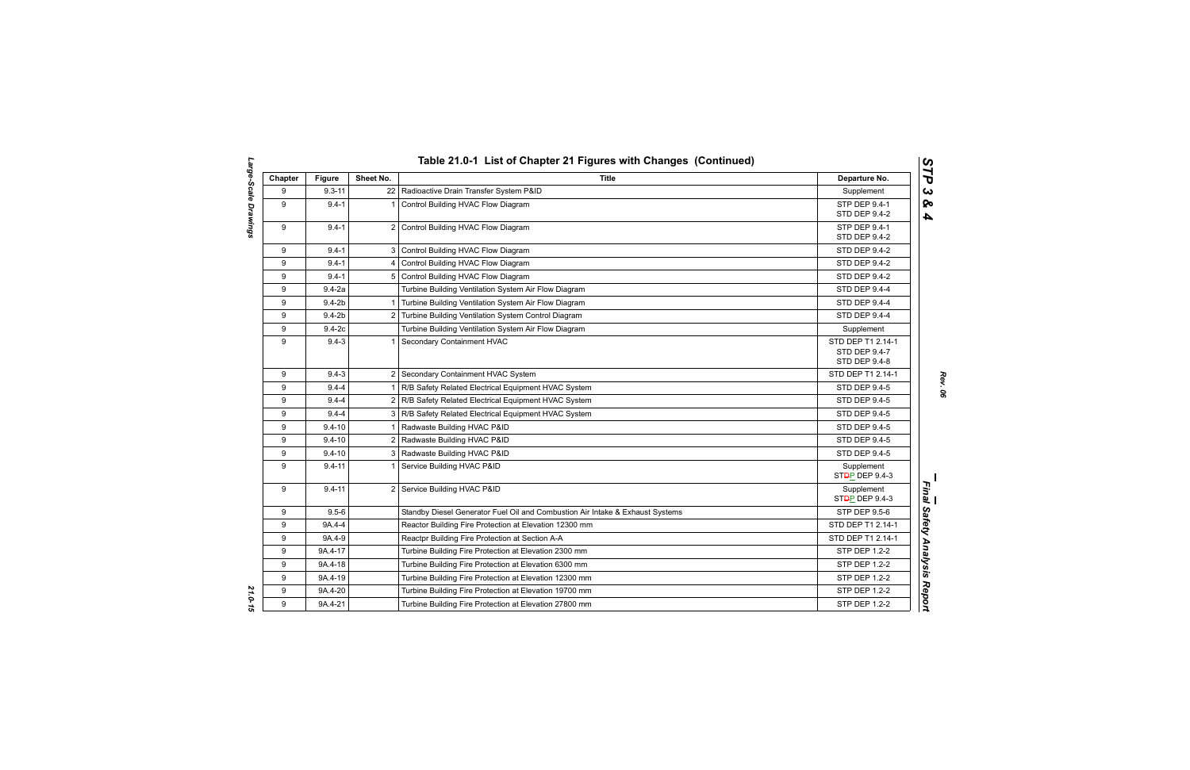## Table 21.0-1 List of Chapter 21 Figures with Changes (Continued)

| Chapter | Figure | Sheet No. | Title | Departure No. |
|---|---|---|---|---|
| 9 | 9.3-11 | 22 | Radioactive Drain Transfer System P&ID | Supplement |
| 9 | 9.4-1 | 1 | Control Building HVAC Flow Diagram | STP DEP 9.4-1<br>STD DEP 9.4-2 |
| 9 | 9.4-1 | 2 | Control Building HVAC Flow Diagram | STP DEP 9.4-1<br>STD DEP 9.4-2 |
| 9 | 9.4-1 | 3 | Control Building HVAC Flow Diagram | STD DEP 9.4-2 |
| 9 | 9.4-1 | 4 | Control Building HVAC Flow Diagram | STD DEP 9.4-2 |
| 9 | 9.4-1 | 5 | Control Building HVAC Flow Diagram | STD DEP 9.4-2 |
| 9 | 9.4-2a | | Turbine Building Ventilation System Air Flow Diagram | STD DEP 9.4-4 |
| 9 | 9.4-2b | 1 | Turbine Building Ventilation System Air Flow Diagram | STD DEP 9.4-4 |
| 9 | 9.4-2b | 2 | Turbine Building Ventilation System Control Diagram | STD DEP 9.4-4 |
| 9 | 9.4-2c | | Turbine Building Ventilation System Air Flow Diagram | Supplement |
| 9 | 9.4-3 | 1 | Secondary Containment HVAC | STD DEP T1 2.14-1<br>STD DEP 9.4-7<br>STD DEP 9.4-8 |
| 9 | 9.4-3 | 2 | Secondary Containment HVAC System | STD DEP T1 2.14-1 |
| 9 | 9.4-4 | 1 | R/B Safety Related Electrical Equipment HVAC System | STD DEP 9.4-5 |
| 9 | 9.4-4 | 2 | R/B Safety Related Electrical Equipment HVAC System | STD DEP 9.4-5 |
| 9 | 9.4-4 | 3 | R/B Safety Related Electrical Equipment HVAC System | STD DEP 9.4-5 |
| 9 | 9.4-10 | 1 | Radwaste Building HVAC P&ID | STD DEP 9.4-5 |
| 9 | 9.4-10 | 2 | Radwaste Building HVAC P&ID | STD DEP 9.4-5 |
| 9 | 9.4-10 | 3 | Radwaste Building HVAC P&ID | STD DEP 9.4-5 |
| 9 | 9.4-11 | 1 | Service Building HVAC P&ID | Supplement<br>STDP DEP 9.4-3 |
| 9 | 9.4-11 | 2 | Service Building HVAC P&ID | Supplement<br>STDP DEP 9.4-3 |
| 9 | 9.5-6 | | Standby Diesel Generator Fuel Oil and Combustion Air Intake & Exhaust Systems | STP DEP 9.5-6 |
| 9 | 9A.4-4 | | Reactor Building Fire Protection at Elevation 12300 mm | STD DEP T1 2.14-1 |
| 9 | 9A.4-9 | | Reactpr Building Fire Protection at Section A-A | STD DEP T1 2.14-1 |
| 9 | 9A.4-17 | | Turbine Building Fire Protection at Elevation 2300 mm | STP DEP 1.2-2 |
| 9 | 9A.4-18 | | Turbine Building Fire Protection at Elevation 6300 mm | STP DEP 1.2-2 |
| 9 | 9A.4-19 | | Turbine Building Fire Protection at Elevation 12300 mm | STP DEP 1.2-2 |
| 9 | 9A.4-20 | | Turbine Building Fire Protection at Elevation 19700 mm | STP DEP 1.2-2 |
| 9 | 9A.4-21 | | Turbine Building Fire Protection at Elevation 27800 mm | STP DEP 1.2-2 |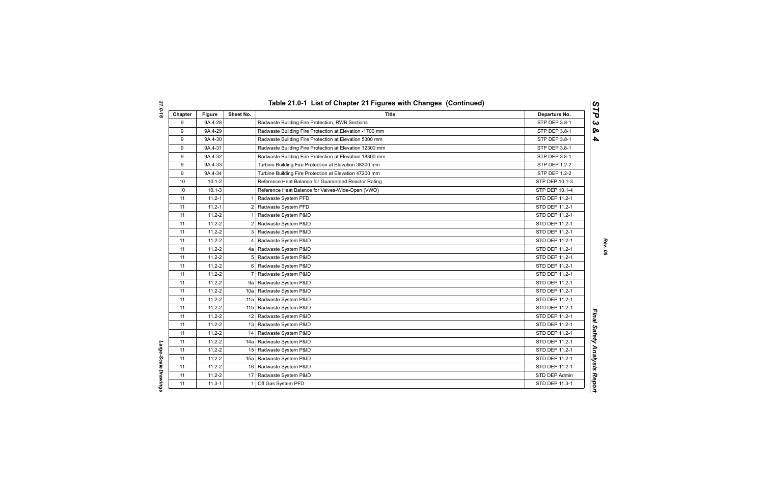## Table 21.0-1 List of Chapter 21 Figures with Changes (Continued)

| Chapter | Figure | Sheet No. | Title | Departure No. |
|---|---|---|---|---|
| 9 | 9A.4-28 | | Radwaste Building Fire Protection, RWB Sections | STP DEP 3.8-1 |
| 9 | 9A.4-29 | | Radwaste Building Fire Protection at Elevation -1700 mm | STP DEP 3.8-1 |
| 9 | 9A.4-30 | | Radwaste Building Fire Protection at Elevation 5300 mm | STP DEP 3.8-1 |
| 9 | 9A.4-31 | | Radwaste Building Fire Protection at Elevation 12300 mm | STP DEP 3.8-1 |
| 9 | 9A.4-32 | | Radwaste Building Fire Protection at Elevation 18300 mm | STP DEP 3.8-1 |
| 9 | 9A.4-33 | | Turbine Building Fire Protection at Elevation 38300 mm | STP DEP 1.2-2 |
| 9 | 9A.4-34 | | Turbine Building Fire Protection at Elevation 47200 mm | STP DEP 1.2-2 |
| 10 | 10.1-2 | | Reference Heat Balance for Guaranteed Reactor Rating | STP DEP 10.1-3 |
| 10 | 10.1-3 | | Reference Heat Balance for Valves-Wide-Open (VWO) | STP DEP 10.1-4 |
| 11 | 11.2-1 | 1 | Radwaste System PFD | STD DEP 11.2-1 |
| 11 | 11.2-1 | 2 | Radwaste System PFD | STD DEP 11.2-1 |
| 11 | 11.2-2 | 1 | Radwaste System P&ID | STD DEP 11.2-1 |
| 11 | 11.2-2 | 2 | Radwaste System P&ID | STD DEP 11.2-1 |
| 11 | 11.2-2 | 3 | Radwaste System P&ID | STD DEP 11.2-1 |
| 11 | 11.2-2 | 4 | Radwaste System P&ID | STD DEP 11.2-1 |
| 11 | 11.2-2 | 4a | Radwaste System P&ID | STD DEP 11.2-1 |
| 11 | 11.2-2 | 5 | Radwaste System P&ID | STD DEP 11.2-1 |
| 11 | 11.2-2 | 6 | Radwaste System P&ID | STD DEP 11.2-1 |
| 11 | 11.2-2 | 7 | Radwaste System P&ID | STD DEP 11.2-1 |
| 11 | 11.2-2 | 9a | Radwaste System P&ID | STD DEP 11.2-1 |
| 11 | 11.2-2 | 10a | Radwaste System P&ID | STD DEP 11.2-1 |
| 11 | 11.2-2 | 11a | Radwaste System P&ID | STD DEP 11.2-1 |
| 11 | 11.2-2 | 11b | Radwaste System P&ID | STD DEP 11.2-1 |
| 11 | 11.2-2 | 12 | Radwaste System P&ID | STD DEP 11.2-1 |
| 11 | 11.2-2 | 13 | Radwaste System P&ID | STD DEP 11.2-1 |
| 11 | 11.2-2 | 14 | Radwaste System P&ID | STD DEP 11.2-1 |
| 11 | 11.2-2 | 14a | Radwaste System P&ID | STD DEP 11.2-1 |
| 11 | 11.2-2 | 15 | Radwaste System P&ID | STD DEP 11.2-1 |
| 11 | 11.2-2 | 15a | Radwaste System P&ID | STD DEP 11.2-1 |
| 11 | 11.2-2 | 16 | Radwaste System P&ID | STD DEP 11.2-1 |
| 11 | 11.2-2 | 17 | Radwaste System P&ID | STD DEP Admin |
| 11 | 11.3-1 | 1 | Off Gas System PFD | STD DEP 11.3-1 |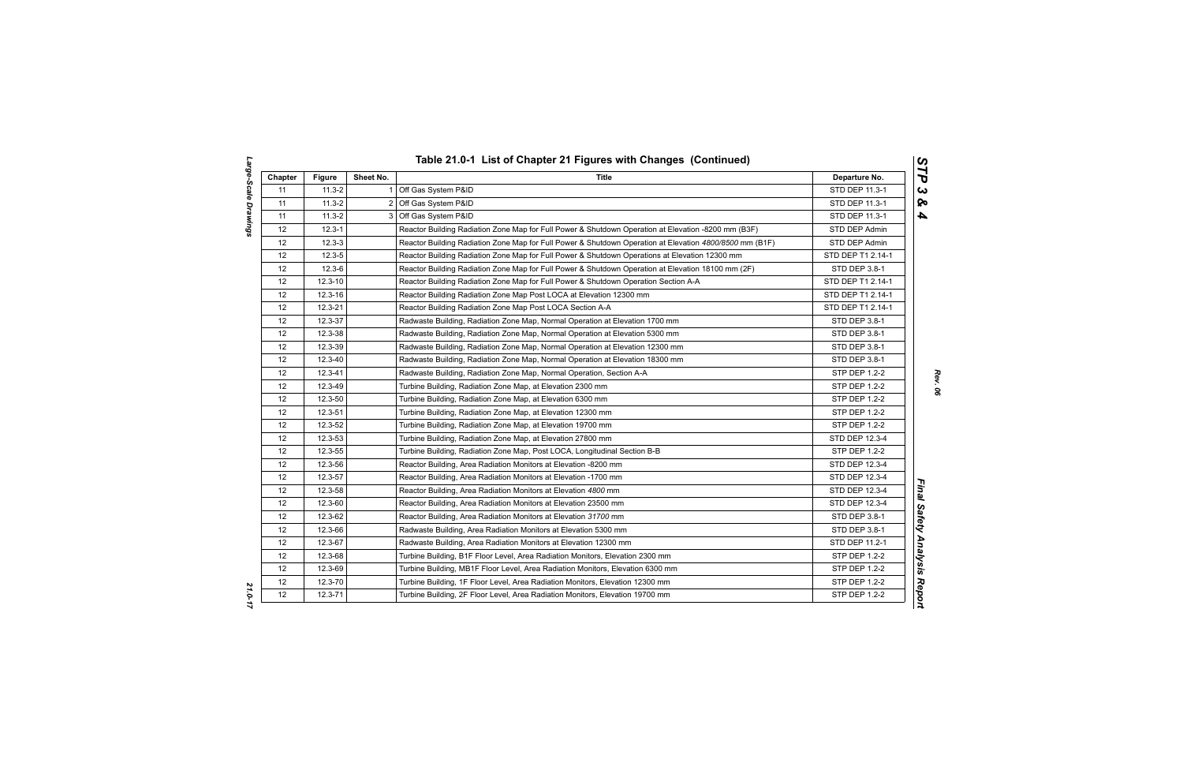## Table 21.0-1 List of Chapter 21 Figures with Changes (Continued)

| Chapter | Figure | Sheet No. | Title | Departure No. |
|---|---|---|---|---|
| 11 | 11.3-2 | 1 | Off Gas System P&ID | STD DEP 11.3-1 |
| 11 | 11.3-2 | 2 | Off Gas System P&ID | STD DEP 11.3-1 |
| 11 | 11.3-2 | 3 | Off Gas System P&ID | STD DEP 11.3-1 |
| 12 | 12.3-1 | | Reactor Building Radiation Zone Map for Full Power & Shutdown Operation at Elevation -8200 mm (B3F) | STD DEP Admin |
| 12 | 12.3-3 | | Reactor Building Radiation Zone Map for Full Power & Shutdown Operation at Elevation *4800/8500* mm (B1F) | STD DEP Admin |
| 12 | 12.3-5 | | Reactor Building Radiation Zone Map for Full Power & Shutdown Operations at Elevation 12300 mm | STD DEP T1 2.14-1 |
| 12 | 12.3-6 | | Reactor Building Radiation Zone Map for Full Power & Shutdown Operation at Elevation 18100 mm (2F) | STD DEP 3.8-1 |
| 12 | 12.3-10 | | Reactor Building Radiation Zone Map for Full Power & Shutdown Operation Section A-A | STD DEP T1 2.14-1 |
| 12 | 12.3-16 | | Reactor Building Radiation Zone Map Post LOCA at Elevation 12300 mm | STD DEP T1 2.14-1 |
| 12 | 12.3-21 | | Reactor Building Radiation Zone Map Post LOCA Section A-A | STD DEP T1 2.14-1 |
| 12 | 12.3-37 | | Radwaste Building, Radiation Zone Map, Normal Operation at Elevation 1700 mm | STD DEP 3.8-1 |
| 12 | 12.3-38 | | Radwaste Building, Radiation Zone Map, Normal Operation at Elevation 5300 mm | STD DEP 3.8-1 |
| 12 | 12.3-39 | | Radwaste Building, Radiation Zone Map, Normal Operation at Elevation 12300 mm | STD DEP 3.8-1 |
| 12 | 12.3-40 | | Radwaste Building, Radiation Zone Map, Normal Operation at Elevation 18300 mm | STD DEP 3.8-1 |
| 12 | 12.3-41 | | Radwaste Building, Radiation Zone Map, Normal Operation, Section A-A | STP DEP 1.2-2 |
| 12 | 12.3-49 | | Turbine Building, Radiation Zone Map, at Elevation 2300 mm | STP DEP 1.2-2 |
| 12 | 12.3-50 | | Turbine Building, Radiation Zone Map, at Elevation 6300 mm | STP DEP 1.2-2 |
| 12 | 12.3-51 | | Turbine Building, Radiation Zone Map, at Elevation 12300 mm | STP DEP 1.2-2 |
| 12 | 12.3-52 | | Turbine Building, Radiation Zone Map, at Elevation 19700 mm | STP DEP 1.2-2 |
| 12 | 12.3-53 | | Turbine Building, Radiation Zone Map, at Elevation 27800 mm | STD DEP 12.3-4 |
| 12 | 12.3-55 | | Turbine Building, Radiation Zone Map, Post LOCA, Longitudinal Section B-B | STP DEP 1.2-2 |
| 12 | 12.3-56 | | Reactor Building, Area Radiation Monitors at Elevation -8200 mm | STD DEP 12.3-4 |
| 12 | 12.3-57 | | Reactor Building, Area Radiation Monitors at Elevation -1700 mm | STD DEP 12.3-4 |
| 12 | 12.3-58 | | Reactor Building, Area Radiation Monitors at Elevation *4800* mm | STD DEP 12.3-4 |
| 12 | 12.3-60 | | Reactor Building, Area Radiation Monitors at Elevation 23500 mm | STD DEP 12.3-4 |
| 12 | 12.3-62 | | Reactor Building, Area Radiation Monitors at Elevation *31700* mm | STD DEP 3.8-1 |
| 12 | 12.3-66 | | Radwaste Building, Area Radiation Monitors at Elevation 5300 mm | STD DEP 3.8-1 |
| 12 | 12.3-67 | | Radwaste Building, Area Radiation Monitors at Elevation 12300 mm | STD DEP 11.2-1 |
| 12 | 12.3-68 | | Turbine Building, B1F Floor Level, Area Radiation Monitors, Elevation 2300 mm | STP DEP 1.2-2 |
| 12 | 12.3-69 | | Turbine Building, MB1F Floor Level, Area Radiation Monitors, Elevation 6300 mm | STP DEP 1.2-2 |
| 12 | 12.3-70 | | Turbine Building, 1F Floor Level, Area Radiation Monitors, Elevation 12300 mm | STP DEP 1.2-2 |
| 12 | 12.3-71 | | Turbine Building, 2F Floor Level, Area Radiation Monitors, Elevation 19700 mm | STP DEP 1.2-2 |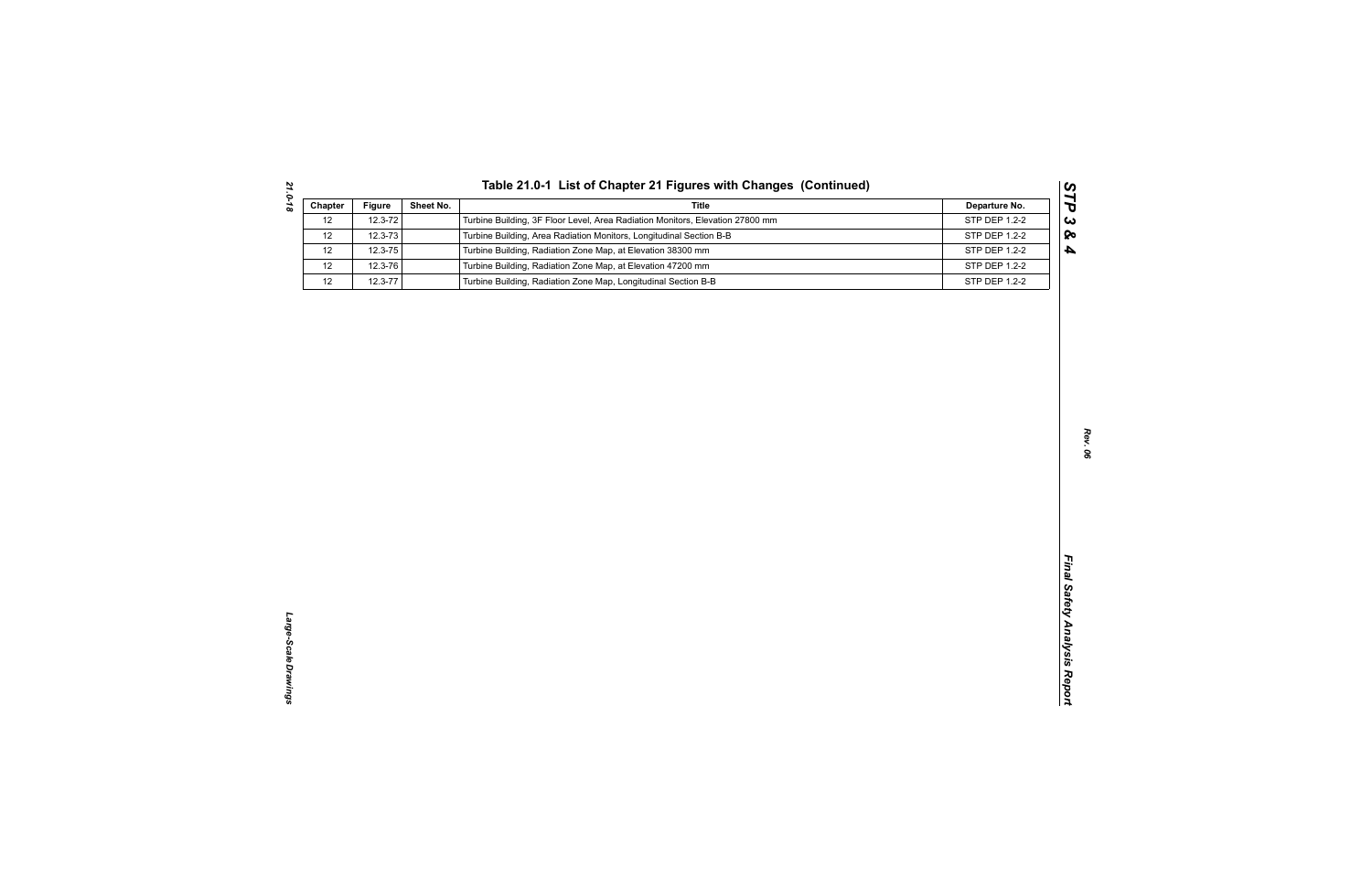## Table 21.0-1 List of Chapter 21 Figures with Changes (Continued)

| Chapter | Figure | Sheet No. | Title | Departure No. |
|---|---|---|---|---|
| 12 | 12.3-72 | | Turbine Building, 3F Floor Level, Area Radiation Monitors, Elevation 27800 mm | STP DEP 1.2-2 |
| 12 | 12.3-73 | | Turbine Building, Area Radiation Monitors, Longitudinal Section B-B | STP DEP 1.2-2 |
| 12 | 12.3-75 | | Turbine Building, Radiation Zone Map, at Elevation 38300 mm | STP DEP 1.2-2 |
| 12 | 12.3-76 | | Turbine Building, Radiation Zone Map, at Elevation 47200 mm | STP DEP 1.2-2 |
| 12 | 12.3-77 | | Turbine Building, Radiation Zone Map, Longitudinal Section B-B | STP DEP 1.2-2 |